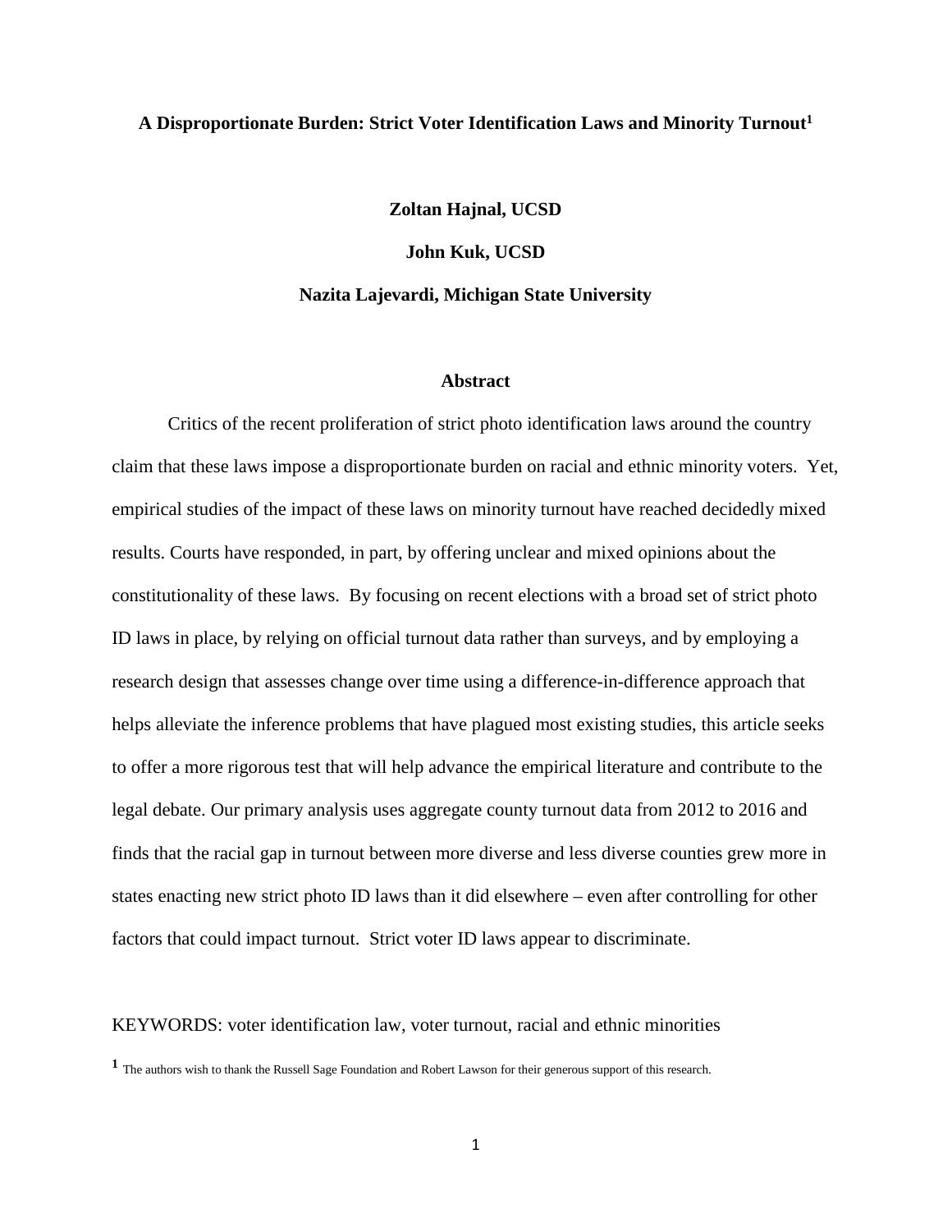# A Disproportionate Burden: Strict Voter Identification Laws and Minority Turnout[1]

**Zoltan Hajnal, UCSD**

**John Kuk, UCSD**

**Nazita Lajevardi, Michigan State University**

## Abstract

Critics of the recent proliferation of strict photo identification laws around the country claim that these laws impose a disproportionate burden on racial and ethnic minority voters. Yet, empirical studies of the impact of these laws on minority turnout have reached decidedly mixed results. Courts have responded, in part, by offering unclear and mixed opinions about the constitutionality of these laws. By focusing on recent elections with a broad set of strict photo ID laws in place, by relying on official turnout data rather than surveys, and by employing a research design that assesses change over time using a difference-in-difference approach that helps alleviate the inference problems that have plagued most existing studies, this article seeks to offer a more rigorous test that will help advance the empirical literature and contribute to the legal debate. Our primary analysis uses aggregate county turnout data from 2012 to 2016 and finds that the racial gap in turnout between more diverse and less diverse counties grew more in states enacting new strict photo ID laws than it did elsewhere – even after controlling for other factors that could impact turnout. Strict voter ID laws appear to discriminate.

KEYWORDS: voter identification law, voter turnout, racial and ethnic minorities

[1] The authors wish to thank the Russell Sage Foundation and Robert Lawson for their generous support of this research.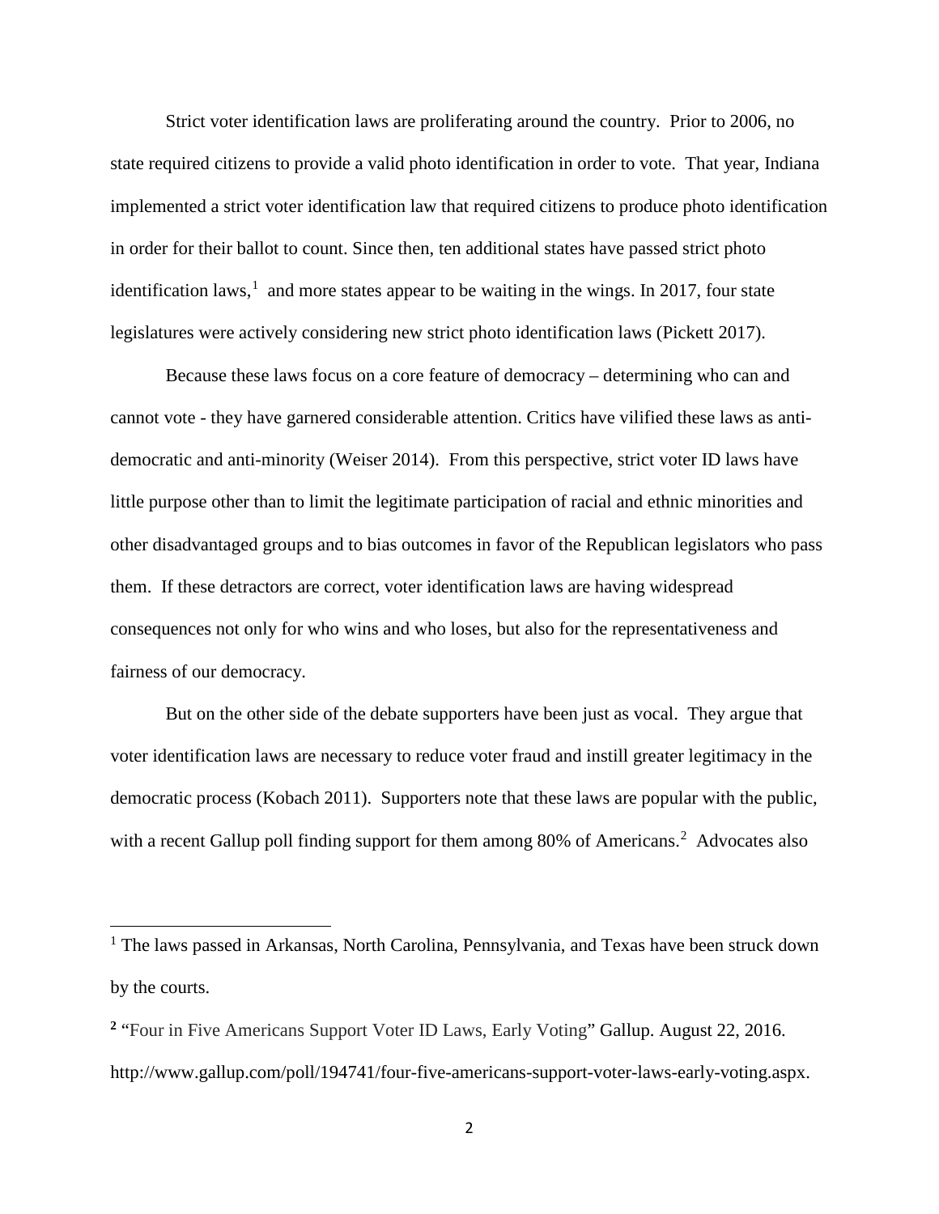Strict voter identification laws are proliferating around the country. Prior to 2006, no state required citizens to provide a valid photo identification in order to vote. That year, Indiana implemented a strict voter identification law that required citizens to produce photo identification in order for their ballot to count. Since then, ten additional states have passed strict photo identification laws,[1] and more states appear to be waiting in the wings. In 2017, four state legislatures were actively considering new strict photo identification laws (Pickett 2017).

Because these laws focus on a core feature of democracy – determining who can and cannot vote - they have garnered considerable attention. Critics have vilified these laws as anti-democratic and anti-minority (Weiser 2014). From this perspective, strict voter ID laws have little purpose other than to limit the legitimate participation of racial and ethnic minorities and other disadvantaged groups and to bias outcomes in favor of the Republican legislators who pass them. If these detractors are correct, voter identification laws are having widespread consequences not only for who wins and who loses, but also for the representativeness and fairness of our democracy.

But on the other side of the debate supporters have been just as vocal. They argue that voter identification laws are necessary to reduce voter fraud and instill greater legitimacy in the democratic process (Kobach 2011). Supporters note that these laws are popular with the public, with a recent Gallup poll finding support for them among 80% of Americans.[2] Advocates also

---

[1] The laws passed in Arkansas, North Carolina, Pennsylvania, and Texas have been struck down by the courts.

[2] "Four in Five Americans Support Voter ID Laws, Early Voting" Gallup. August 22, 2016. http://www.gallup.com/poll/194741/four-five-americans-support-voter-laws-early-voting.aspx.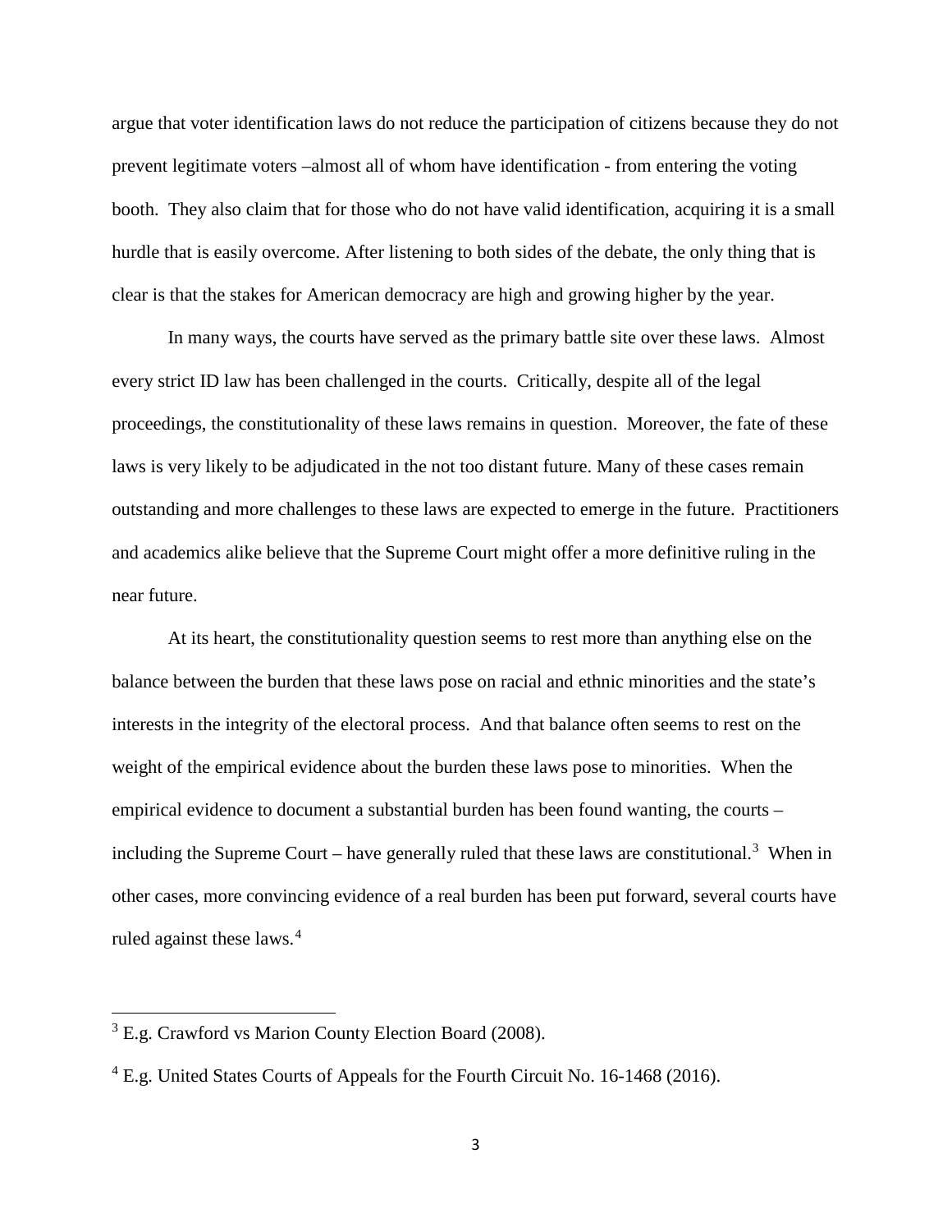argue that voter identification laws do not reduce the participation of citizens because they do not prevent legitimate voters –almost all of whom have identification - from entering the voting booth. They also claim that for those who do not have valid identification, acquiring it is a small hurdle that is easily overcome. After listening to both sides of the debate, the only thing that is clear is that the stakes for American democracy are high and growing higher by the year.

In many ways, the courts have served as the primary battle site over these laws. Almost every strict ID law has been challenged in the courts. Critically, despite all of the legal proceedings, the constitutionality of these laws remains in question. Moreover, the fate of these laws is very likely to be adjudicated in the not too distant future. Many of these cases remain outstanding and more challenges to these laws are expected to emerge in the future. Practitioners and academics alike believe that the Supreme Court might offer a more definitive ruling in the near future.

At its heart, the constitutionality question seems to rest more than anything else on the balance between the burden that these laws pose on racial and ethnic minorities and the state's interests in the integrity of the electoral process. And that balance often seems to rest on the weight of the empirical evidence about the burden these laws pose to minorities. When the empirical evidence to document a substantial burden has been found wanting, the courts – including the Supreme Court – have generally ruled that these laws are constitutional.[3] When in other cases, more convincing evidence of a real burden has been put forward, several courts have ruled against these laws.[4]

---

[3] E.g. Crawford vs Marion County Election Board (2008).

[4] E.g. United States Courts of Appeals for the Fourth Circuit No. 16-1468 (2016).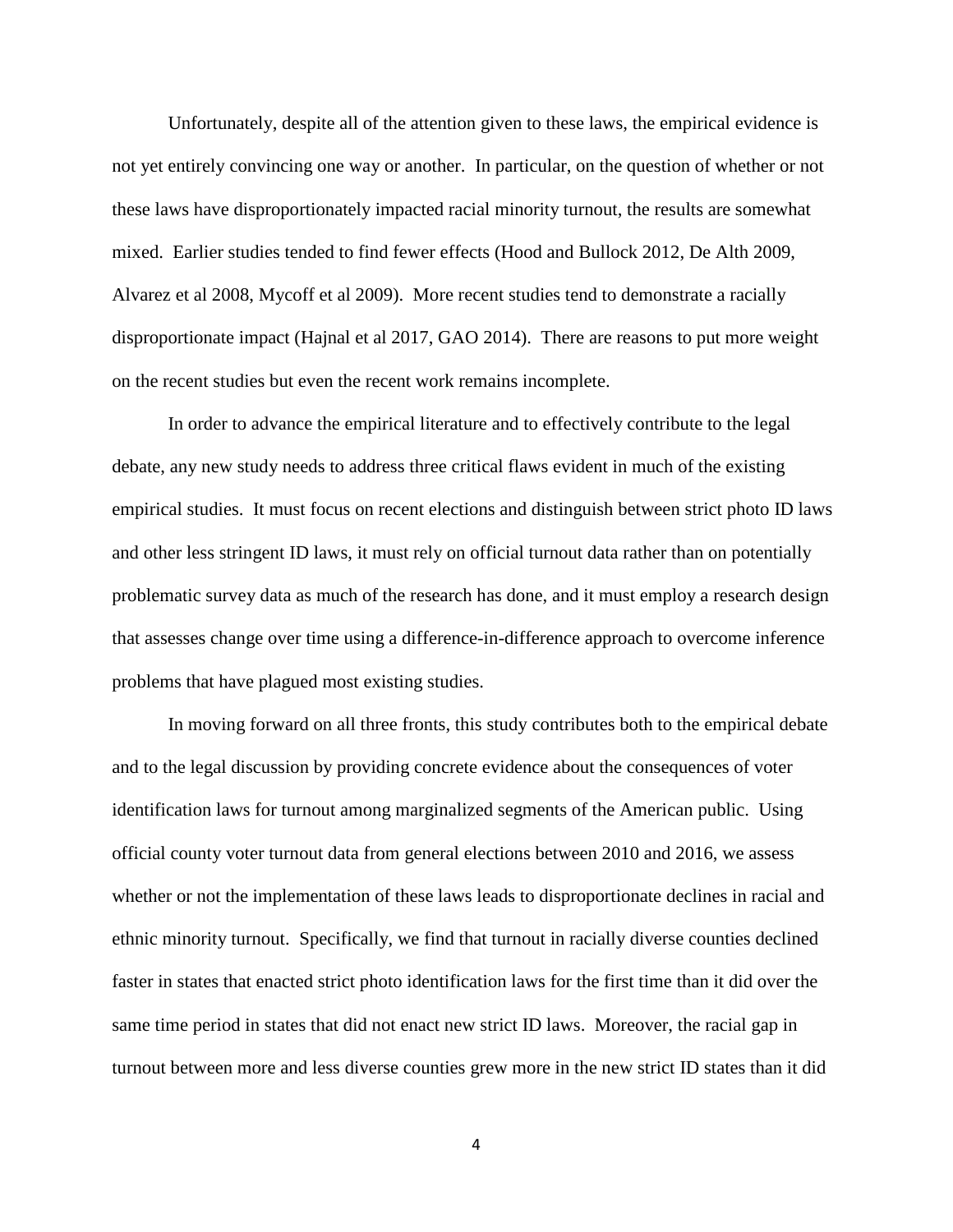Unfortunately, despite all of the attention given to these laws, the empirical evidence is not yet entirely convincing one way or another. In particular, on the question of whether or not these laws have disproportionately impacted racial minority turnout, the results are somewhat mixed. Earlier studies tended to find fewer effects (Hood and Bullock 2012, De Alth 2009, Alvarez et al 2008, Mycoff et al 2009). More recent studies tend to demonstrate a racially disproportionate impact (Hajnal et al 2017, GAO 2014). There are reasons to put more weight on the recent studies but even the recent work remains incomplete.

In order to advance the empirical literature and to effectively contribute to the legal debate, any new study needs to address three critical flaws evident in much of the existing empirical studies. It must focus on recent elections and distinguish between strict photo ID laws and other less stringent ID laws, it must rely on official turnout data rather than on potentially problematic survey data as much of the research has done, and it must employ a research design that assesses change over time using a difference-in-difference approach to overcome inference problems that have plagued most existing studies.

In moving forward on all three fronts, this study contributes both to the empirical debate and to the legal discussion by providing concrete evidence about the consequences of voter identification laws for turnout among marginalized segments of the American public. Using official county voter turnout data from general elections between 2010 and 2016, we assess whether or not the implementation of these laws leads to disproportionate declines in racial and ethnic minority turnout. Specifically, we find that turnout in racially diverse counties declined faster in states that enacted strict photo identification laws for the first time than it did over the same time period in states that did not enact new strict ID laws. Moreover, the racial gap in turnout between more and less diverse counties grew more in the new strict ID states than it did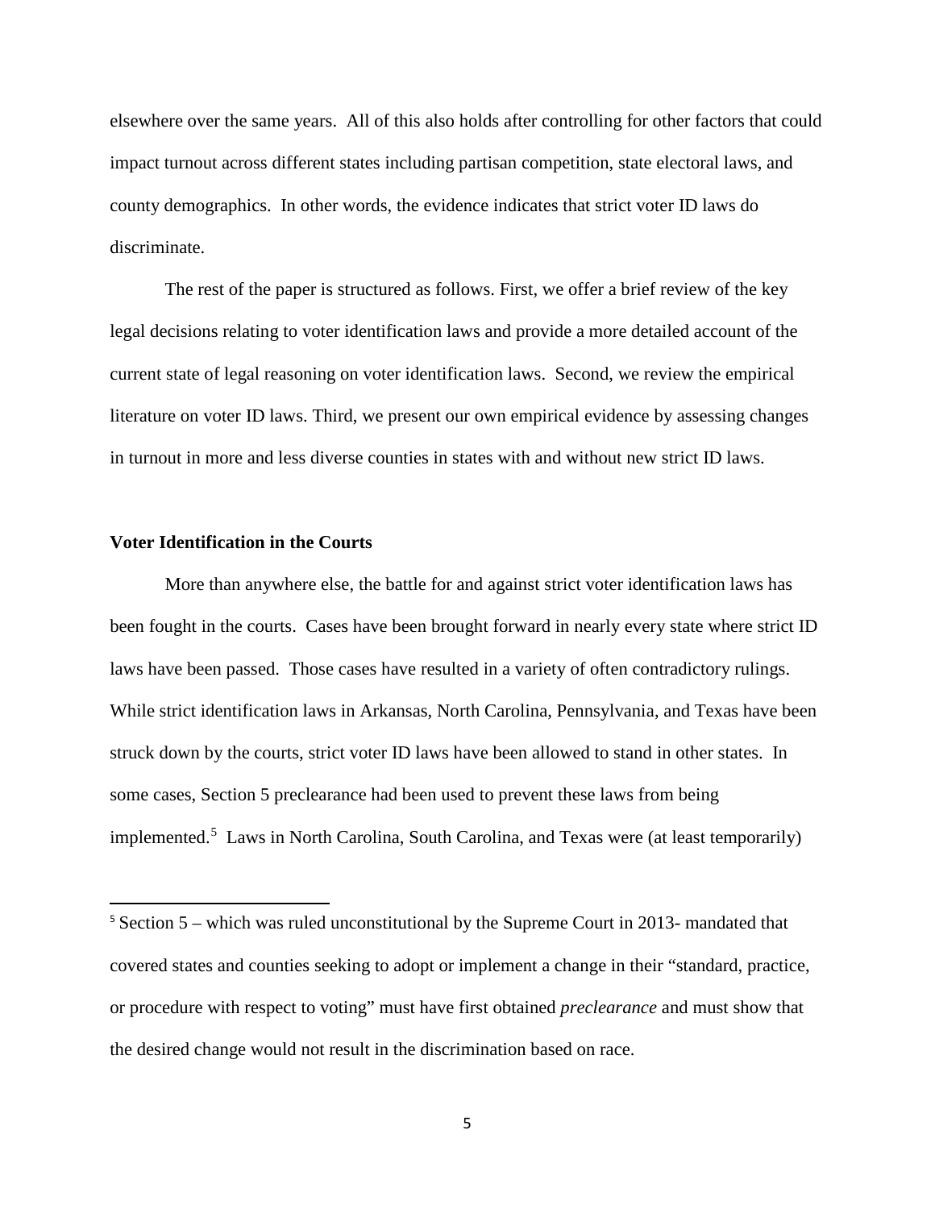elsewhere over the same years. All of this also holds after controlling for other factors that could impact turnout across different states including partisan competition, state electoral laws, and county demographics. In other words, the evidence indicates that strict voter ID laws do discriminate.

The rest of the paper is structured as follows. First, we offer a brief review of the key legal decisions relating to voter identification laws and provide a more detailed account of the current state of legal reasoning on voter identification laws. Second, we review the empirical literature on voter ID laws. Third, we present our own empirical evidence by assessing changes in turnout in more and less diverse counties in states with and without new strict ID laws.

**Voter Identification in the Courts**

More than anywhere else, the battle for and against strict voter identification laws has been fought in the courts. Cases have been brought forward in nearly every state where strict ID laws have been passed. Those cases have resulted in a variety of often contradictory rulings. While strict identification laws in Arkansas, North Carolina, Pennsylvania, and Texas have been struck down by the courts, strict voter ID laws have been allowed to stand in other states. In some cases, Section 5 preclearance had been used to prevent these laws from being implemented.[5] Laws in North Carolina, South Carolina, and Texas were (at least temporarily)

[5] Section 5 – which was ruled unconstitutional by the Supreme Court in 2013- mandated that covered states and counties seeking to adopt or implement a change in their "standard, practice, or procedure with respect to voting" must have first obtained *preclearance* and must show that the desired change would not result in the discrimination based on race.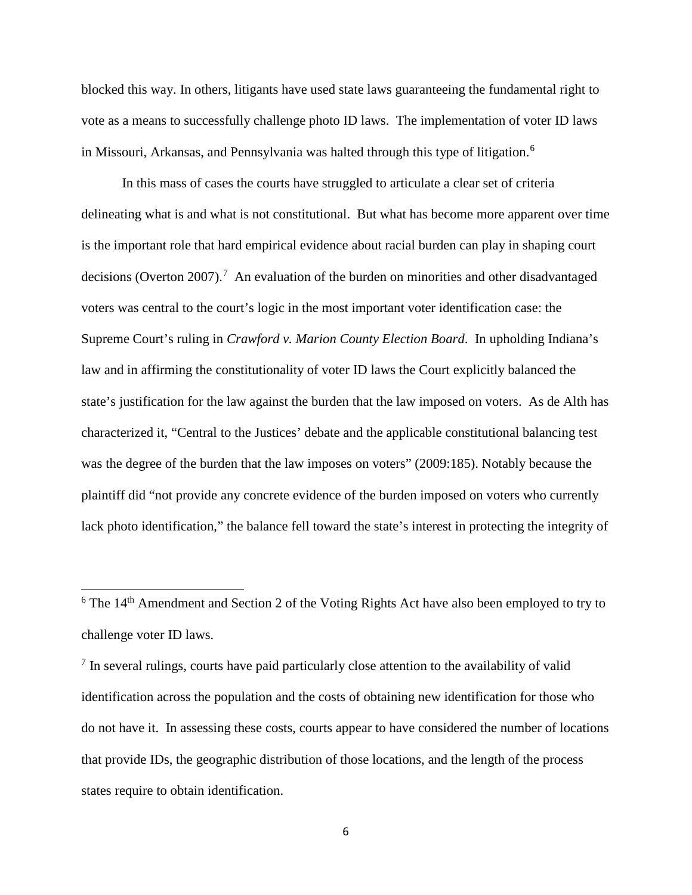blocked this way. In others, litigants have used state laws guaranteeing the fundamental right to vote as a means to successfully challenge photo ID laws. The implementation of voter ID laws in Missouri, Arkansas, and Pennsylvania was halted through this type of litigation.[6]

In this mass of cases the courts have struggled to articulate a clear set of criteria delineating what is and what is not constitutional. But what has become more apparent over time is the important role that hard empirical evidence about racial burden can play in shaping court decisions (Overton 2007).[7] An evaluation of the burden on minorities and other disadvantaged voters was central to the court's logic in the most important voter identification case: the Supreme Court's ruling in *Crawford v. Marion County Election Board*. In upholding Indiana's law and in affirming the constitutionality of voter ID laws the Court explicitly balanced the state's justification for the law against the burden that the law imposed on voters. As de Alth has characterized it, "Central to the Justices' debate and the applicable constitutional balancing test was the degree of the burden that the law imposes on voters" (2009:185). Notably because the plaintiff did "not provide any concrete evidence of the burden imposed on voters who currently lack photo identification," the balance fell toward the state's interest in protecting the integrity of

---

[6] The 14th Amendment and Section 2 of the Voting Rights Act have also been employed to try to challenge voter ID laws.

[7] In several rulings, courts have paid particularly close attention to the availability of valid identification across the population and the costs of obtaining new identification for those who do not have it. In assessing these costs, courts appear to have considered the number of locations that provide IDs, the geographic distribution of those locations, and the length of the process states require to obtain identification.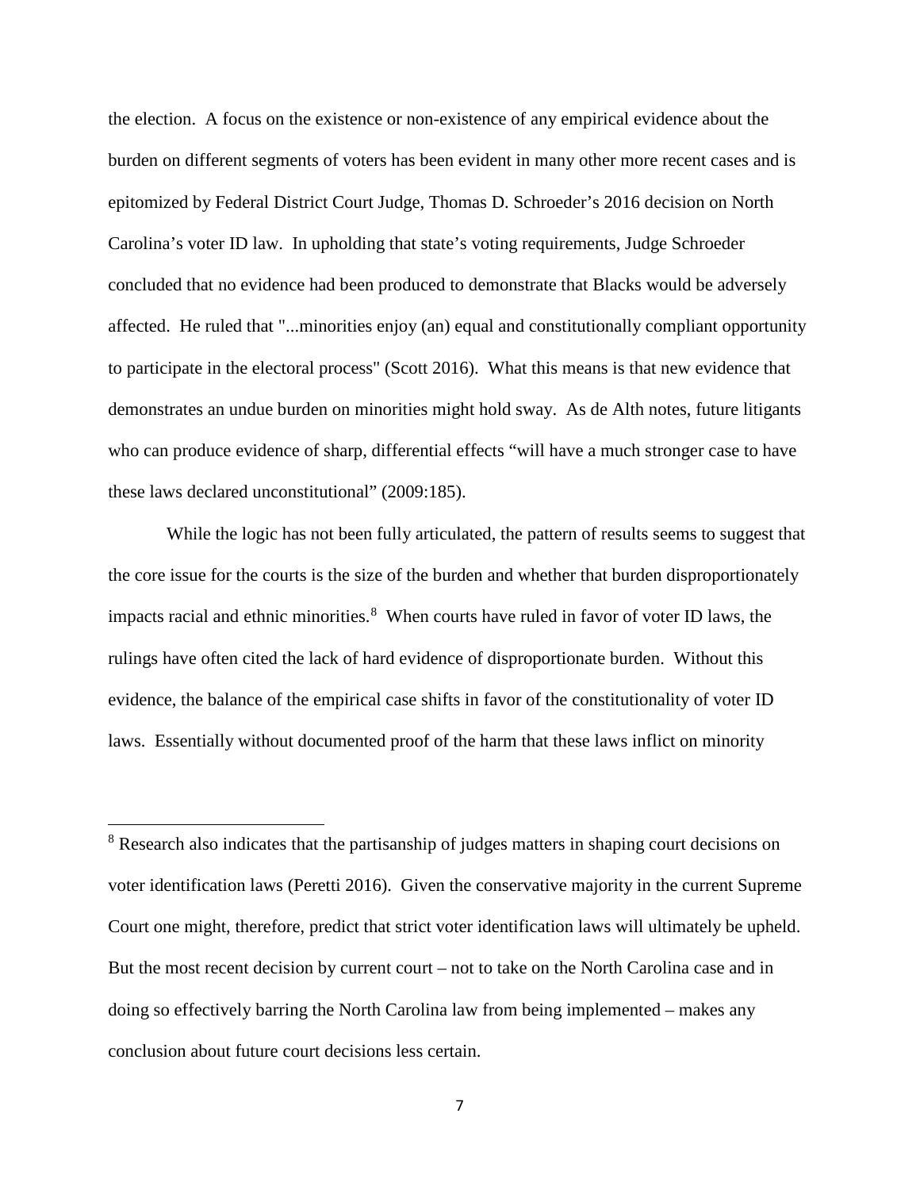the election. A focus on the existence or non-existence of any empirical evidence about the burden on different segments of voters has been evident in many other more recent cases and is epitomized by Federal District Court Judge, Thomas D. Schroeder's 2016 decision on North Carolina's voter ID law. In upholding that state's voting requirements, Judge Schroeder concluded that no evidence had been produced to demonstrate that Blacks would be adversely affected. He ruled that "...minorities enjoy (an) equal and constitutionally compliant opportunity to participate in the electoral process" (Scott 2016). What this means is that new evidence that demonstrates an undue burden on minorities might hold sway. As de Alth notes, future litigants who can produce evidence of sharp, differential effects "will have a much stronger case to have these laws declared unconstitutional" (2009:185).

While the logic has not been fully articulated, the pattern of results seems to suggest that the core issue for the courts is the size of the burden and whether that burden disproportionately impacts racial and ethnic minorities.[8] When courts have ruled in favor of voter ID laws, the rulings have often cited the lack of hard evidence of disproportionate burden. Without this evidence, the balance of the empirical case shifts in favor of the constitutionality of voter ID laws. Essentially without documented proof of the harm that these laws inflict on minority

[8] Research also indicates that the partisanship of judges matters in shaping court decisions on voter identification laws (Peretti 2016). Given the conservative majority in the current Supreme Court one might, therefore, predict that strict voter identification laws will ultimately be upheld. But the most recent decision by current court – not to take on the North Carolina case and in doing so effectively barring the North Carolina law from being implemented – makes any conclusion about future court decisions less certain.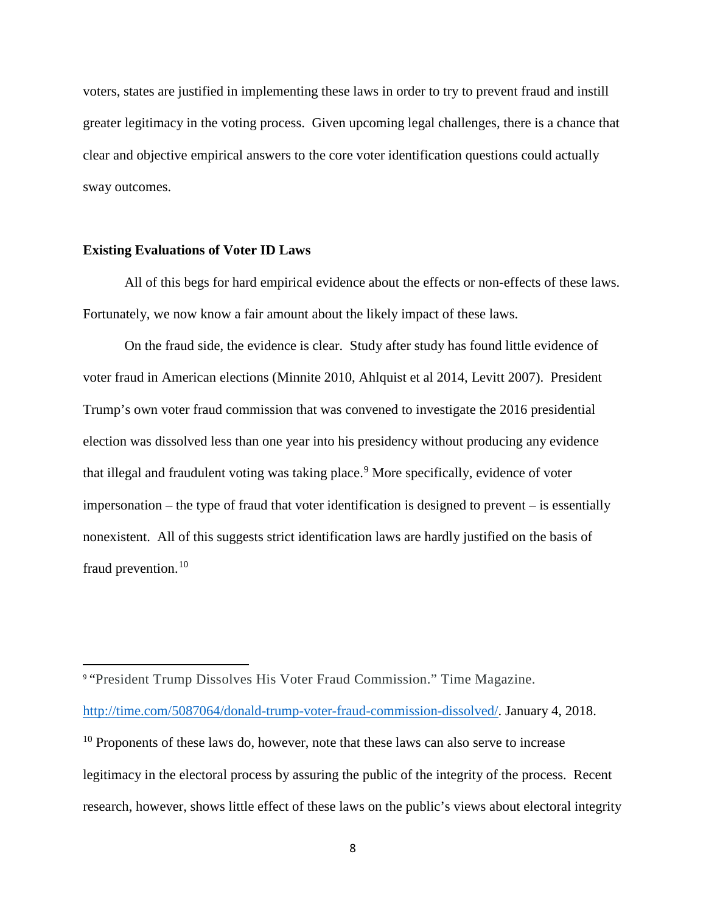voters, states are justified in implementing these laws in order to try to prevent fraud and instill greater legitimacy in the voting process. Given upcoming legal challenges, there is a chance that clear and objective empirical answers to the core voter identification questions could actually sway outcomes.

**Existing Evaluations of Voter ID Laws**

All of this begs for hard empirical evidence about the effects or non-effects of these laws. Fortunately, we now know a fair amount about the likely impact of these laws.

On the fraud side, the evidence is clear. Study after study has found little evidence of voter fraud in American elections (Minnite 2010, Ahlquist et al 2014, Levitt 2007). President Trump's own voter fraud commission that was convened to investigate the 2016 presidential election was dissolved less than one year into his presidency without producing any evidence that illegal and fraudulent voting was taking place.[9] More specifically, evidence of voter impersonation – the type of fraud that voter identification is designed to prevent – is essentially nonexistent. All of this suggests strict identification laws are hardly justified on the basis of fraud prevention.[10]

---

[9] "President Trump Dissolves His Voter Fraud Commission." Time Magazine. http://time.com/5087064/donald-trump-voter-fraud-commission-dissolved/. January 4, 2018.

[10] Proponents of these laws do, however, note that these laws can also serve to increase legitimacy in the electoral process by assuring the public of the integrity of the process. Recent research, however, shows little effect of these laws on the public's views about electoral integrity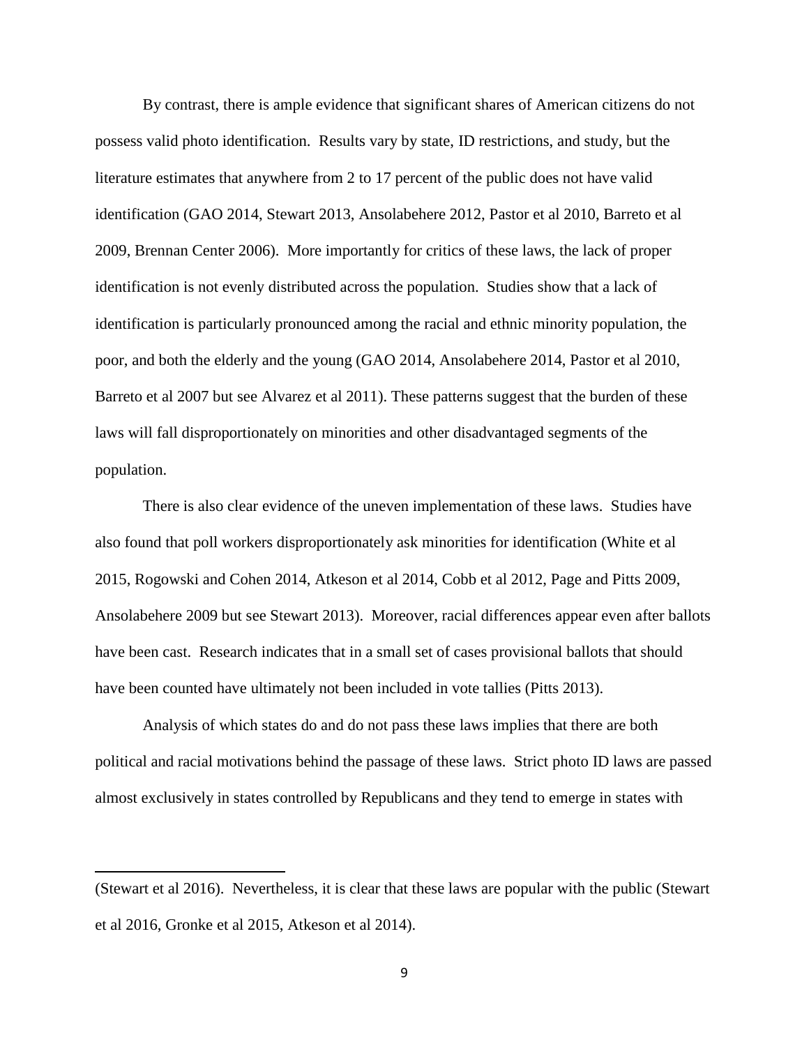By contrast, there is ample evidence that significant shares of American citizens do not possess valid photo identification. Results vary by state, ID restrictions, and study, but the literature estimates that anywhere from 2 to 17 percent of the public does not have valid identification (GAO 2014, Stewart 2013, Ansolabehere 2012, Pastor et al 2010, Barreto et al 2009, Brennan Center 2006). More importantly for critics of these laws, the lack of proper identification is not evenly distributed across the population. Studies show that a lack of identification is particularly pronounced among the racial and ethnic minority population, the poor, and both the elderly and the young (GAO 2014, Ansolabehere 2014, Pastor et al 2010, Barreto et al 2007 but see Alvarez et al 2011). These patterns suggest that the burden of these laws will fall disproportionately on minorities and other disadvantaged segments of the population.

There is also clear evidence of the uneven implementation of these laws. Studies have also found that poll workers disproportionately ask minorities for identification (White et al 2015, Rogowski and Cohen 2014, Atkeson et al 2014, Cobb et al 2012, Page and Pitts 2009, Ansolabehere 2009 but see Stewart 2013). Moreover, racial differences appear even after ballots have been cast. Research indicates that in a small set of cases provisional ballots that should have been counted have ultimately not been included in vote tallies (Pitts 2013).

Analysis of which states do and do not pass these laws implies that there are both political and racial motivations behind the passage of these laws. Strict photo ID laws are passed almost exclusively in states controlled by Republicans and they tend to emerge in states with

---

(Stewart et al 2016). Nevertheless, it is clear that these laws are popular with the public (Stewart et al 2016, Gronke et al 2015, Atkeson et al 2014).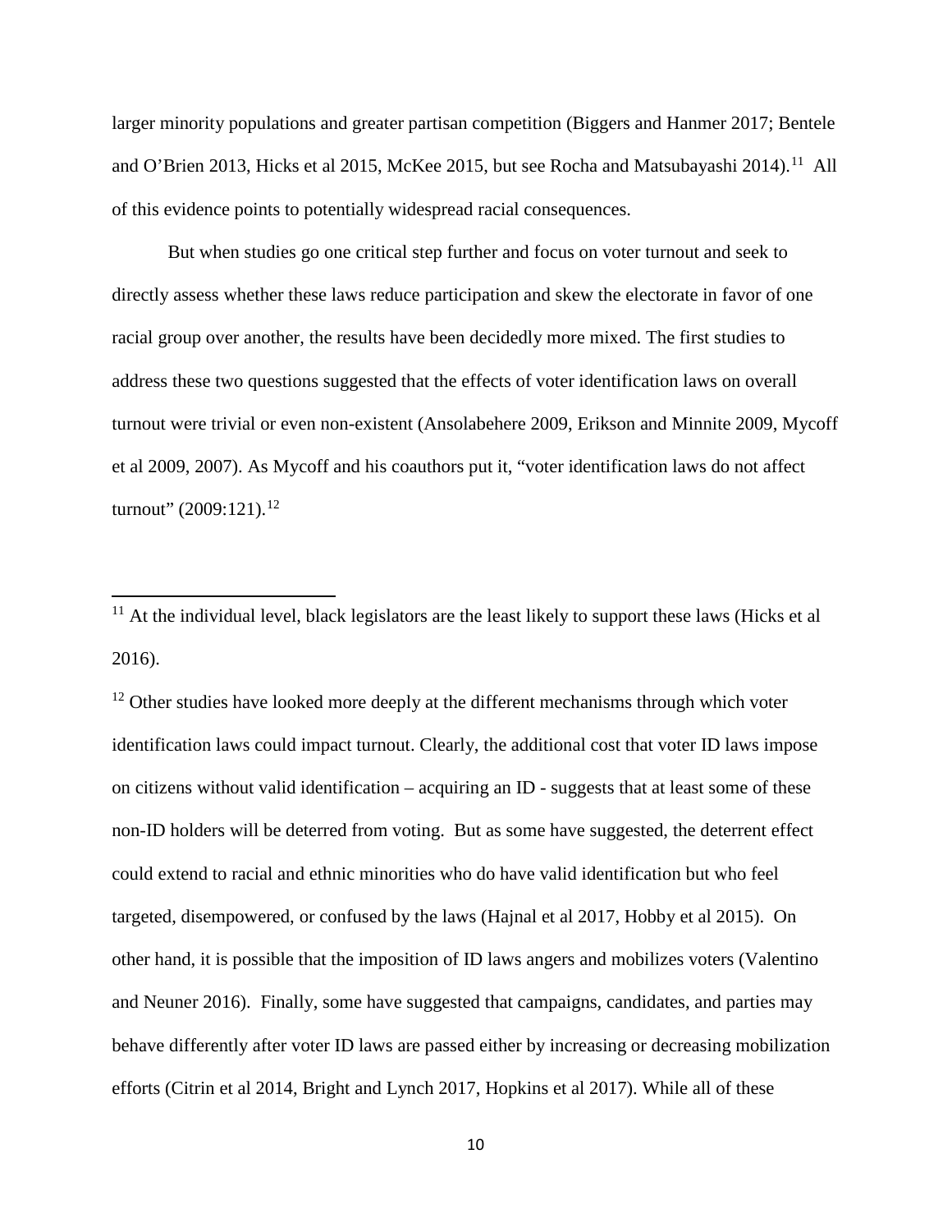larger minority populations and greater partisan competition (Biggers and Hanmer 2017; Bentele and O'Brien 2013, Hicks et al 2015, McKee 2015, but see Rocha and Matsubayashi 2014).[11] All of this evidence points to potentially widespread racial consequences.

But when studies go one critical step further and focus on voter turnout and seek to directly assess whether these laws reduce participation and skew the electorate in favor of one racial group over another, the results have been decidedly more mixed. The first studies to address these two questions suggested that the effects of voter identification laws on overall turnout were trivial or even non-existent (Ansolabehere 2009, Erikson and Minnite 2009, Mycoff et al 2009, 2007). As Mycoff and his coauthors put it, "voter identification laws do not affect turnout" (2009:121).[12]

---

[11] At the individual level, black legislators are the least likely to support these laws (Hicks et al 2016).

[12] Other studies have looked more deeply at the different mechanisms through which voter identification laws could impact turnout. Clearly, the additional cost that voter ID laws impose on citizens without valid identification – acquiring an ID - suggests that at least some of these non-ID holders will be deterred from voting. But as some have suggested, the deterrent effect could extend to racial and ethnic minorities who do have valid identification but who feel targeted, disempowered, or confused by the laws (Hajnal et al 2017, Hobby et al 2015). On other hand, it is possible that the imposition of ID laws angers and mobilizes voters (Valentino and Neuner 2016). Finally, some have suggested that campaigns, candidates, and parties may behave differently after voter ID laws are passed either by increasing or decreasing mobilization efforts (Citrin et al 2014, Bright and Lynch 2017, Hopkins et al 2017). While all of these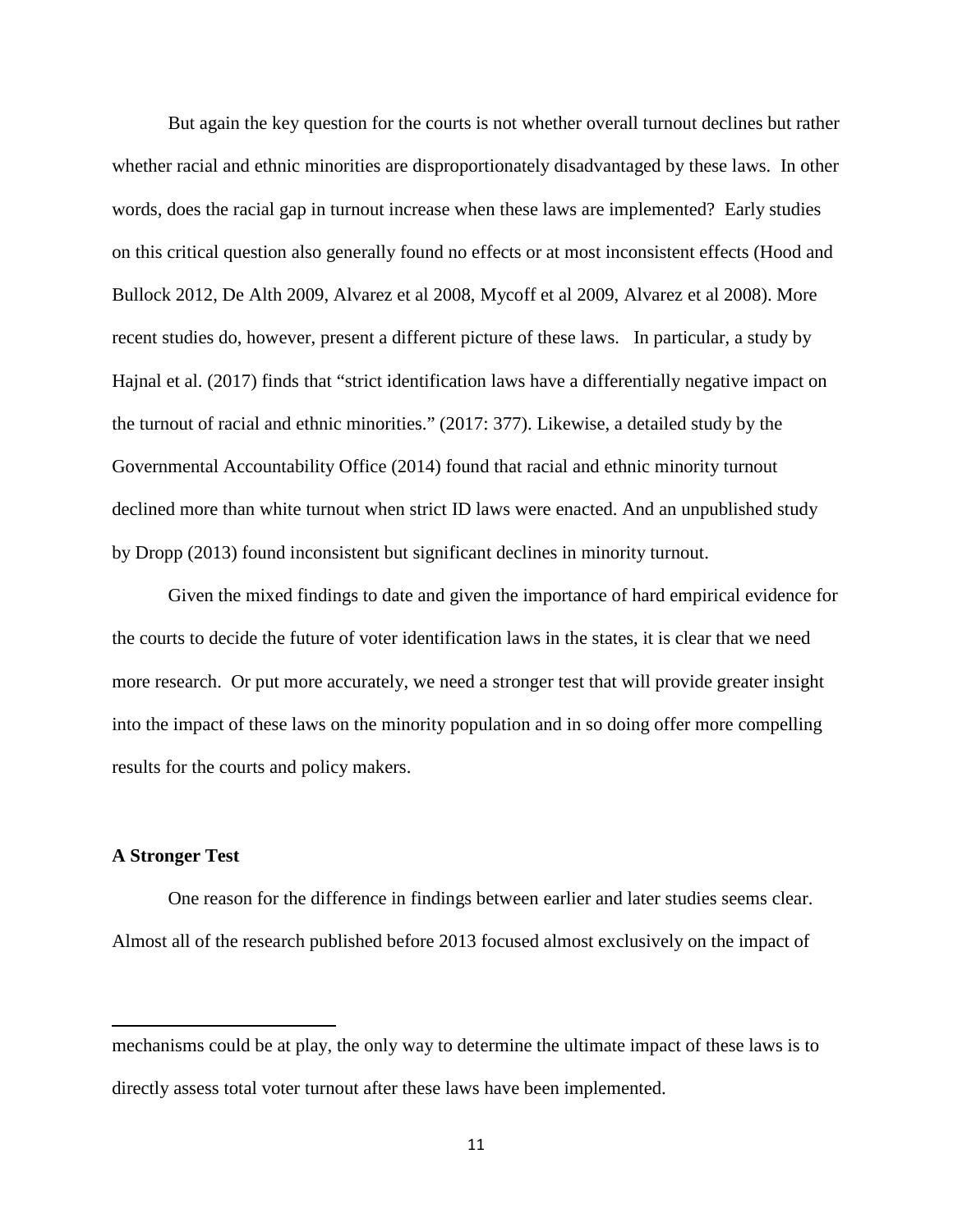But again the key question for the courts is not whether overall turnout declines but rather whether racial and ethnic minorities are disproportionately disadvantaged by these laws. In other words, does the racial gap in turnout increase when these laws are implemented? Early studies on this critical question also generally found no effects or at most inconsistent effects (Hood and Bullock 2012, De Alth 2009, Alvarez et al 2008, Mycoff et al 2009, Alvarez et al 2008). More recent studies do, however, present a different picture of these laws. In particular, a study by Hajnal et al. (2017) finds that "strict identification laws have a differentially negative impact on the turnout of racial and ethnic minorities." (2017: 377). Likewise, a detailed study by the Governmental Accountability Office (2014) found that racial and ethnic minority turnout declined more than white turnout when strict ID laws were enacted. And an unpublished study by Dropp (2013) found inconsistent but significant declines in minority turnout.

Given the mixed findings to date and given the importance of hard empirical evidence for the courts to decide the future of voter identification laws in the states, it is clear that we need more research. Or put more accurately, we need a stronger test that will provide greater insight into the impact of these laws on the minority population and in so doing offer more compelling results for the courts and policy makers.

### A Stronger Test

One reason for the difference in findings between earlier and later studies seems clear. Almost all of the research published before 2013 focused almost exclusively on the impact of

---

mechanisms could be at play, the only way to determine the ultimate impact of these laws is to directly assess total voter turnout after these laws have been implemented.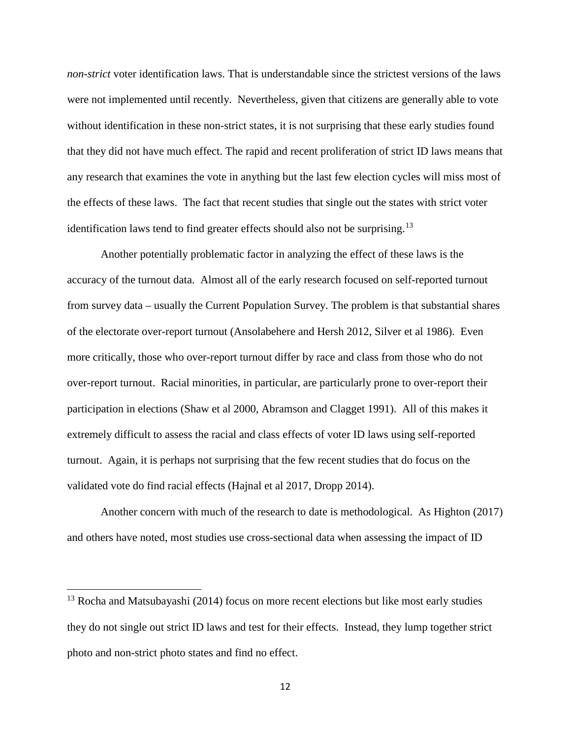*non-strict* voter identification laws. That is understandable since the strictest versions of the laws were not implemented until recently. Nevertheless, given that citizens are generally able to vote without identification in these non-strict states, it is not surprising that these early studies found that they did not have much effect. The rapid and recent proliferation of strict ID laws means that any research that examines the vote in anything but the last few election cycles will miss most of the effects of these laws. The fact that recent studies that single out the states with strict voter identification laws tend to find greater effects should also not be surprising.[13]

Another potentially problematic factor in analyzing the effect of these laws is the accuracy of the turnout data. Almost all of the early research focused on self-reported turnout from survey data – usually the Current Population Survey. The problem is that substantial shares of the electorate over-report turnout (Ansolabehere and Hersh 2012, Silver et al 1986). Even more critically, those who over-report turnout differ by race and class from those who do not over-report turnout. Racial minorities, in particular, are particularly prone to over-report their participation in elections (Shaw et al 2000, Abramson and Clagget 1991). All of this makes it extremely difficult to assess the racial and class effects of voter ID laws using self-reported turnout. Again, it is perhaps not surprising that the few recent studies that do focus on the validated vote do find racial effects (Hajnal et al 2017, Dropp 2014).

Another concern with much of the research to date is methodological. As Highton (2017) and others have noted, most studies use cross-sectional data when assessing the impact of ID

[13] Rocha and Matsubayashi (2014) focus on more recent elections but like most early studies they do not single out strict ID laws and test for their effects. Instead, they lump together strict photo and non-strict photo states and find no effect.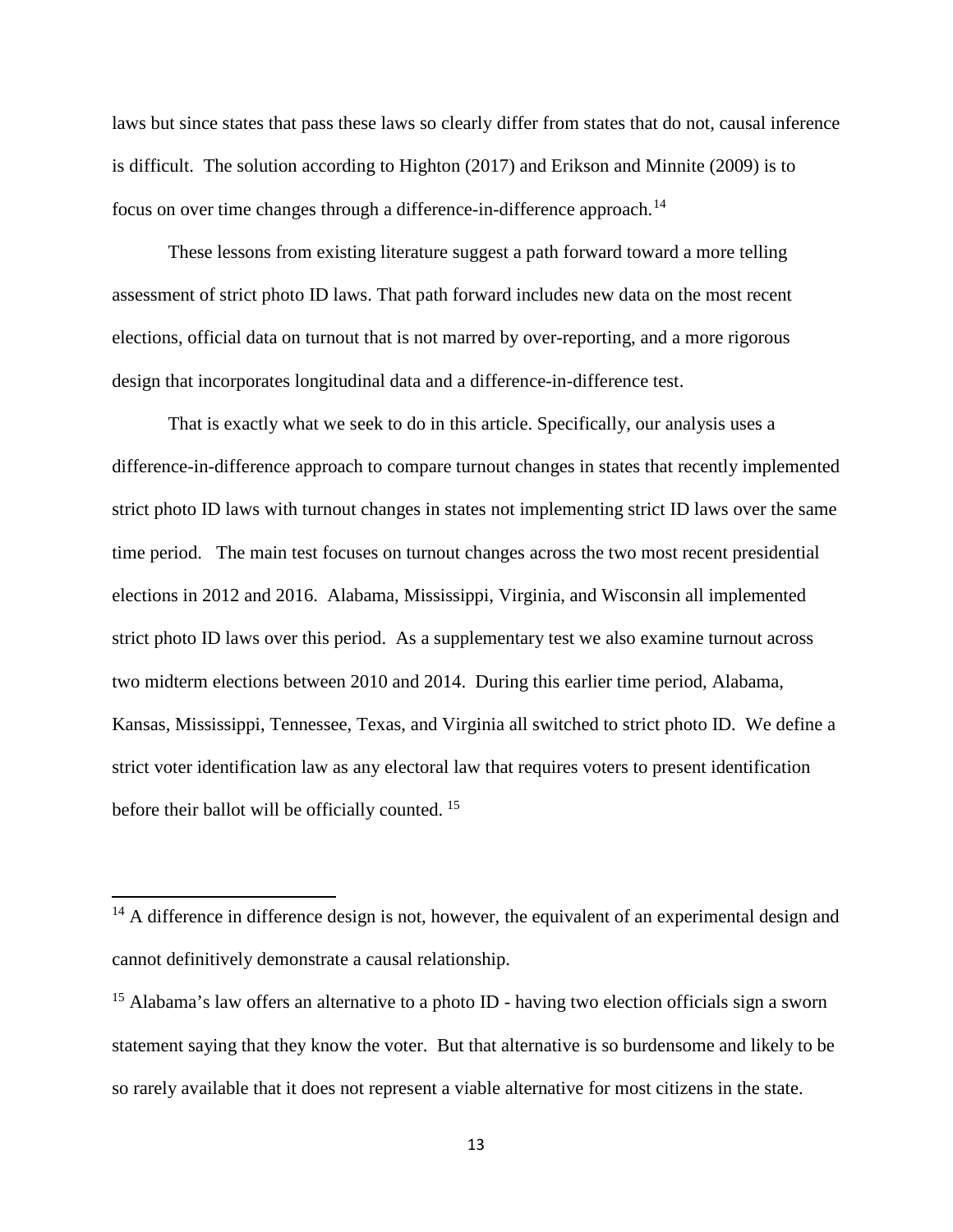laws but since states that pass these laws so clearly differ from states that do not, causal inference is difficult. The solution according to Highton (2017) and Erikson and Minnite (2009) is to focus on over time changes through a difference-in-difference approach.[14]

These lessons from existing literature suggest a path forward toward a more telling assessment of strict photo ID laws. That path forward includes new data on the most recent elections, official data on turnout that is not marred by over-reporting, and a more rigorous design that incorporates longitudinal data and a difference-in-difference test.

That is exactly what we seek to do in this article. Specifically, our analysis uses a difference-in-difference approach to compare turnout changes in states that recently implemented strict photo ID laws with turnout changes in states not implementing strict ID laws over the same time period. The main test focuses on turnout changes across the two most recent presidential elections in 2012 and 2016. Alabama, Mississippi, Virginia, and Wisconsin all implemented strict photo ID laws over this period. As a supplementary test we also examine turnout across two midterm elections between 2010 and 2014. During this earlier time period, Alabama, Kansas, Mississippi, Tennessee, Texas, and Virginia all switched to strict photo ID. We define a strict voter identification law as any electoral law that requires voters to present identification before their ballot will be officially counted.[15]

[14] A difference in difference design is not, however, the equivalent of an experimental design and cannot definitively demonstrate a causal relationship.

[15] Alabama's law offers an alternative to a photo ID - having two election officials sign a sworn statement saying that they know the voter. But that alternative is so burdensome and likely to be so rarely available that it does not represent a viable alternative for most citizens in the state.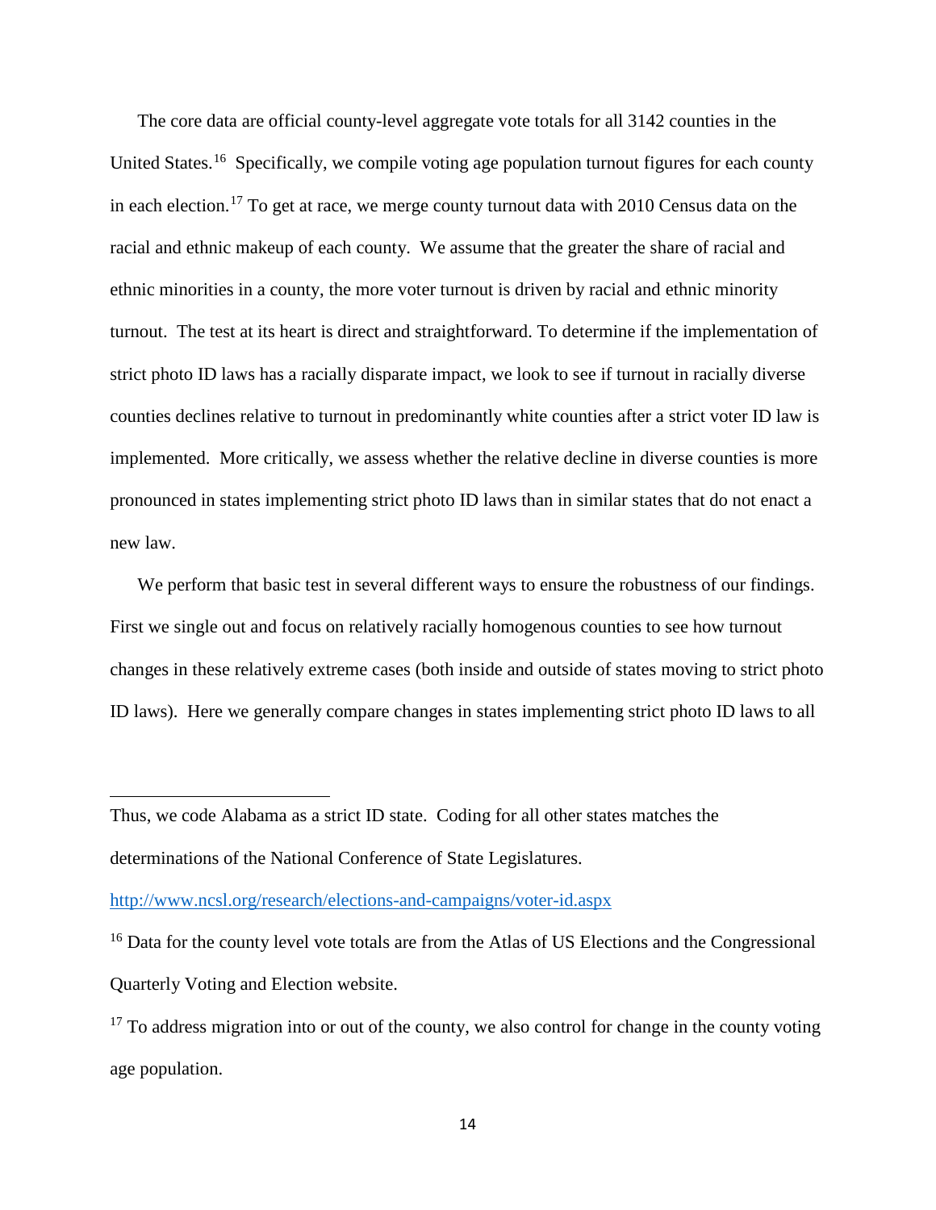The core data are official county-level aggregate vote totals for all 3142 counties in the United States.[16] Specifically, we compile voting age population turnout figures for each county in each election.[17] To get at race, we merge county turnout data with 2010 Census data on the racial and ethnic makeup of each county. We assume that the greater the share of racial and ethnic minorities in a county, the more voter turnout is driven by racial and ethnic minority turnout. The test at its heart is direct and straightforward. To determine if the implementation of strict photo ID laws has a racially disparate impact, we look to see if turnout in racially diverse counties declines relative to turnout in predominantly white counties after a strict voter ID law is implemented. More critically, we assess whether the relative decline in diverse counties is more pronounced in states implementing strict photo ID laws than in similar states that do not enact a new law.

We perform that basic test in several different ways to ensure the robustness of our findings. First we single out and focus on relatively racially homogenous counties to see how turnout changes in these relatively extreme cases (both inside and outside of states moving to strict photo ID laws). Here we generally compare changes in states implementing strict photo ID laws to all

---

Thus, we code Alabama as a strict ID state. Coding for all other states matches the determinations of the National Conference of State Legislatures. http://www.ncsl.org/research/elections-and-campaigns/voter-id.aspx

[16] Data for the county level vote totals are from the Atlas of US Elections and the Congressional Quarterly Voting and Election website.

[17] To address migration into or out of the county, we also control for change in the county voting age population.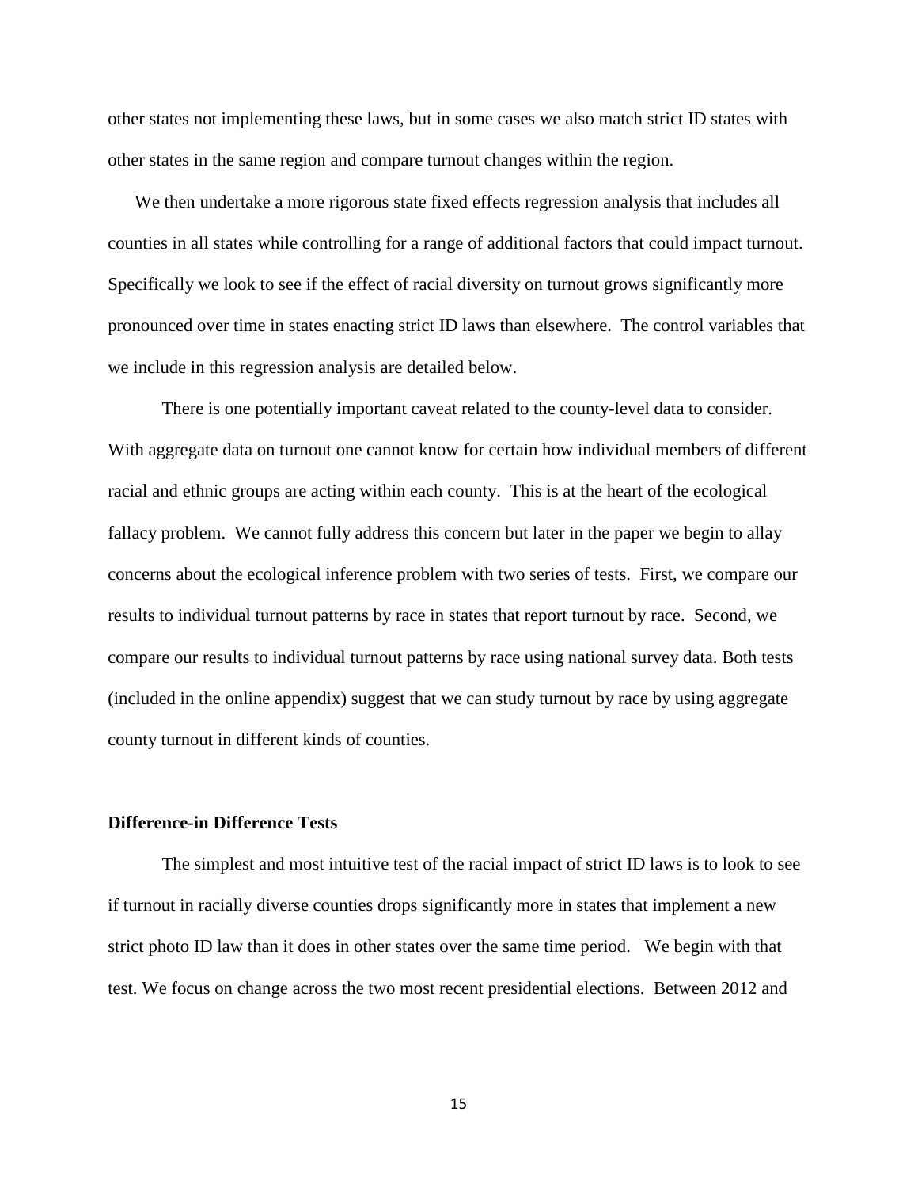other states not implementing these laws, but in some cases we also match strict ID states with other states in the same region and compare turnout changes within the region.

We then undertake a more rigorous state fixed effects regression analysis that includes all counties in all states while controlling for a range of additional factors that could impact turnout. Specifically we look to see if the effect of racial diversity on turnout grows significantly more pronounced over time in states enacting strict ID laws than elsewhere. The control variables that we include in this regression analysis are detailed below.

There is one potentially important caveat related to the county-level data to consider. With aggregate data on turnout one cannot know for certain how individual members of different racial and ethnic groups are acting within each county. This is at the heart of the ecological fallacy problem. We cannot fully address this concern but later in the paper we begin to allay concerns about the ecological inference problem with two series of tests. First, we compare our results to individual turnout patterns by race in states that report turnout by race. Second, we compare our results to individual turnout patterns by race using national survey data. Both tests (included in the online appendix) suggest that we can study turnout by race by using aggregate county turnout in different kinds of counties.

**Difference-in Difference Tests**

The simplest and most intuitive test of the racial impact of strict ID laws is to look to see if turnout in racially diverse counties drops significantly more in states that implement a new strict photo ID law than it does in other states over the same time period. We begin with that test. We focus on change across the two most recent presidential elections. Between 2012 and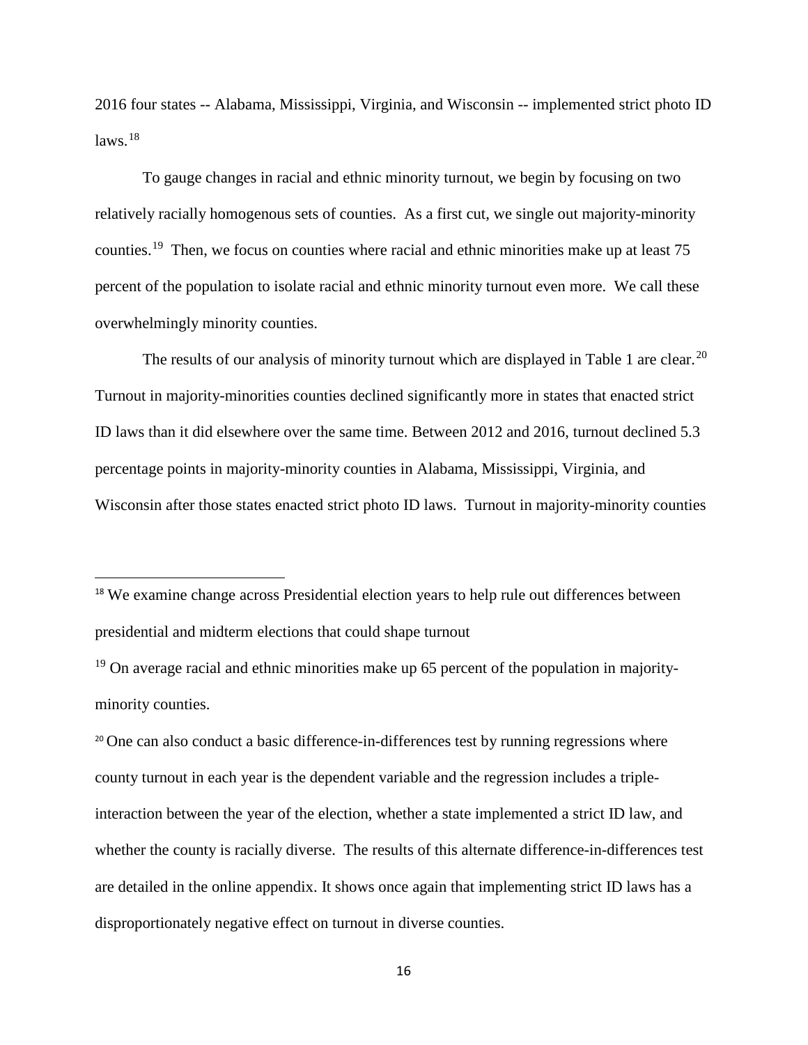2016 four states -- Alabama, Mississippi, Virginia, and Wisconsin -- implemented strict photo ID laws.[18]

To gauge changes in racial and ethnic minority turnout, we begin by focusing on two relatively racially homogenous sets of counties. As a first cut, we single out majority-minority counties.[19] Then, we focus on counties where racial and ethnic minorities make up at least 75 percent of the population to isolate racial and ethnic minority turnout even more. We call these overwhelmingly minority counties.

The results of our analysis of minority turnout which are displayed in Table 1 are clear.[20] Turnout in majority-minorities counties declined significantly more in states that enacted strict ID laws than it did elsewhere over the same time. Between 2012 and 2016, turnout declined 5.3 percentage points in majority-minority counties in Alabama, Mississippi, Virginia, and Wisconsin after those states enacted strict photo ID laws. Turnout in majority-minority counties

---

[18] We examine change across Presidential election years to help rule out differences between presidential and midterm elections that could shape turnout

[19] On average racial and ethnic minorities make up 65 percent of the population in majority-minority counties.

[20] One can also conduct a basic difference-in-differences test by running regressions where county turnout in each year is the dependent variable and the regression includes a triple-interaction between the year of the election, whether a state implemented a strict ID law, and whether the county is racially diverse. The results of this alternate difference-in-differences test are detailed in the online appendix. It shows once again that implementing strict ID laws has a disproportionately negative effect on turnout in diverse counties.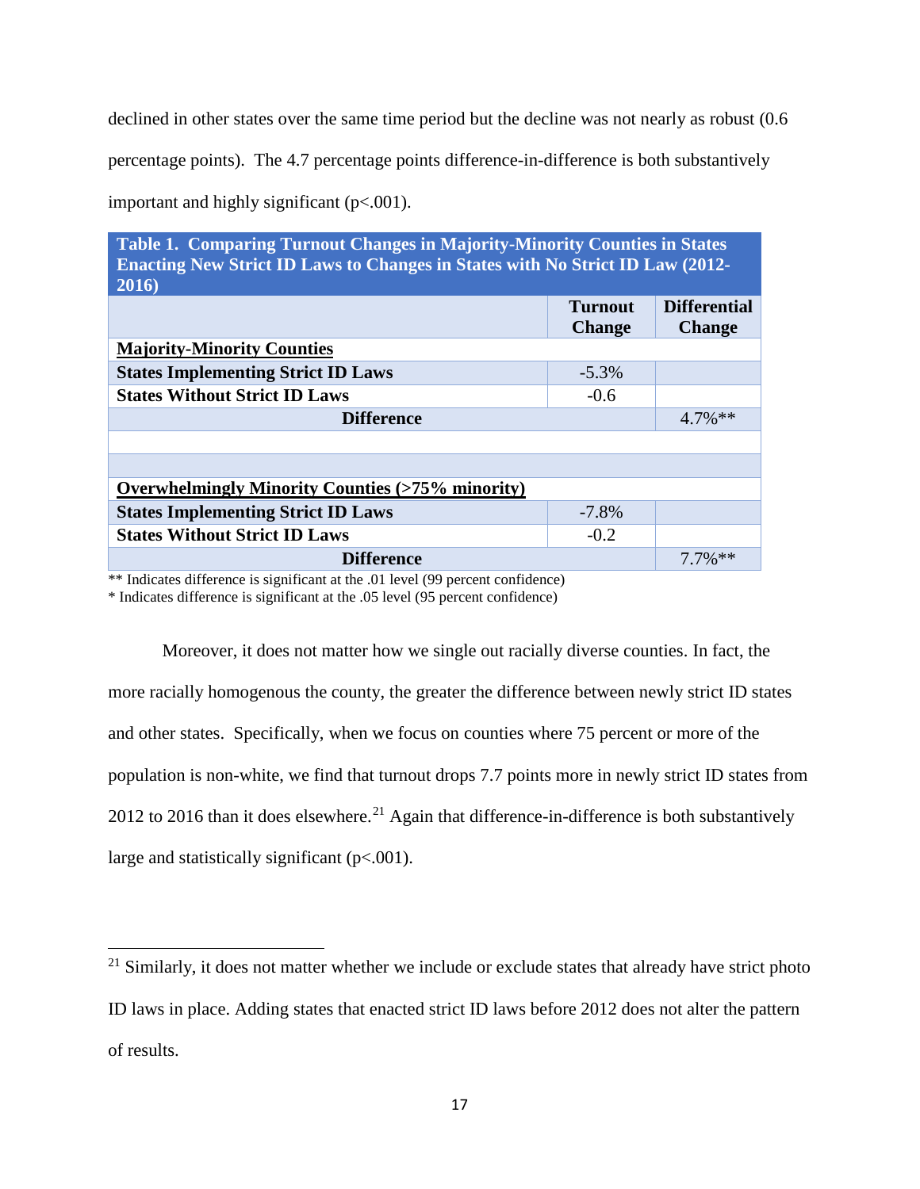declined in other states over the same time period but the decline was not nearly as robust (0.6 percentage points). The 4.7 percentage points difference-in-difference is both substantively important and highly significant (p<.001).

**Table 1. Comparing Turnout Changes in Majority-Minority Counties in States Enacting New Strict ID Laws to Changes in States with No Strict ID Law (2012-2016)**

| | Turnout Change | Differential Change |
|---|---|---|
| **Majority-Minority Counties** | | |
| **States Implementing Strict ID Laws** | -5.3% | |
| **States Without Strict ID Laws** | -0.6 | |
| **Difference** | | 4.7%** |
| | | |
| | | |
| **Overwhelmingly Minority Counties (>75% minority)** | | |
| **States Implementing Strict ID Laws** | -7.8% | |
| **States Without Strict ID Laws** | -0.2 | |
| **Difference** | | 7.7%** |

** Indicates difference is significant at the .01 level (99 percent confidence)
* Indicates difference is significant at the .05 level (95 percent confidence)

Moreover, it does not matter how we single out racially diverse counties. In fact, the more racially homogenous the county, the greater the difference between newly strict ID states and other states. Specifically, when we focus on counties where 75 percent or more of the population is non-white, we find that turnout drops 7.7 points more in newly strict ID states from 2012 to 2016 than it does elsewhere.[21] Again that difference-in-difference is both substantively large and statistically significant (p<.001).

---

[21] Similarly, it does not matter whether we include or exclude states that already have strict photo ID laws in place. Adding states that enacted strict ID laws before 2012 does not alter the pattern of results.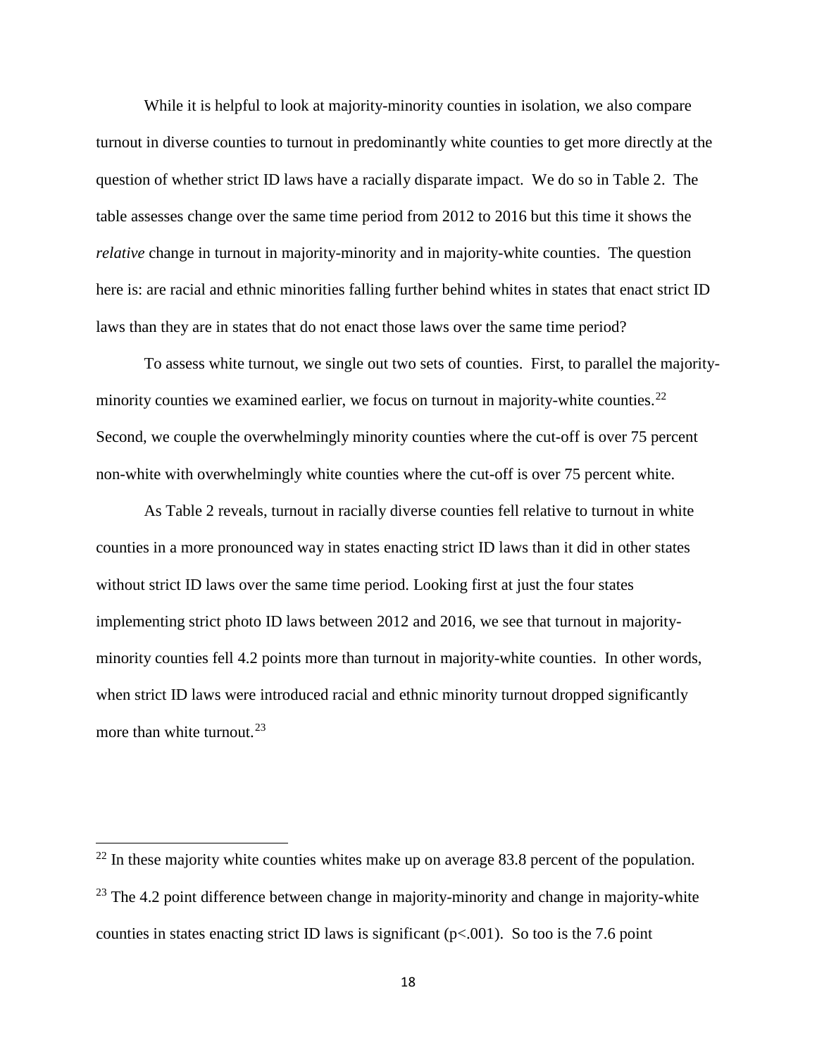While it is helpful to look at majority-minority counties in isolation, we also compare turnout in diverse counties to turnout in predominantly white counties to get more directly at the question of whether strict ID laws have a racially disparate impact. We do so in Table 2. The table assesses change over the same time period from 2012 to 2016 but this time it shows the *relative* change in turnout in majority-minority and in majority-white counties. The question here is: are racial and ethnic minorities falling further behind whites in states that enact strict ID laws than they are in states that do not enact those laws over the same time period?

To assess white turnout, we single out two sets of counties. First, to parallel the majority-minority counties we examined earlier, we focus on turnout in majority-white counties.[22] Second, we couple the overwhelmingly minority counties where the cut-off is over 75 percent non-white with overwhelmingly white counties where the cut-off is over 75 percent white.

As Table 2 reveals, turnout in racially diverse counties fell relative to turnout in white counties in a more pronounced way in states enacting strict ID laws than it did in other states without strict ID laws over the same time period. Looking first at just the four states implementing strict photo ID laws between 2012 and 2016, we see that turnout in majority-minority counties fell 4.2 points more than turnout in majority-white counties. In other words, when strict ID laws were introduced racial and ethnic minority turnout dropped significantly more than white turnout.[23]

---

[22] In these majority white counties whites make up on average 83.8 percent of the population.

[23] The 4.2 point difference between change in majority-minority and change in majority-white counties in states enacting strict ID laws is significant ($p<.001$). So too is the 7.6 point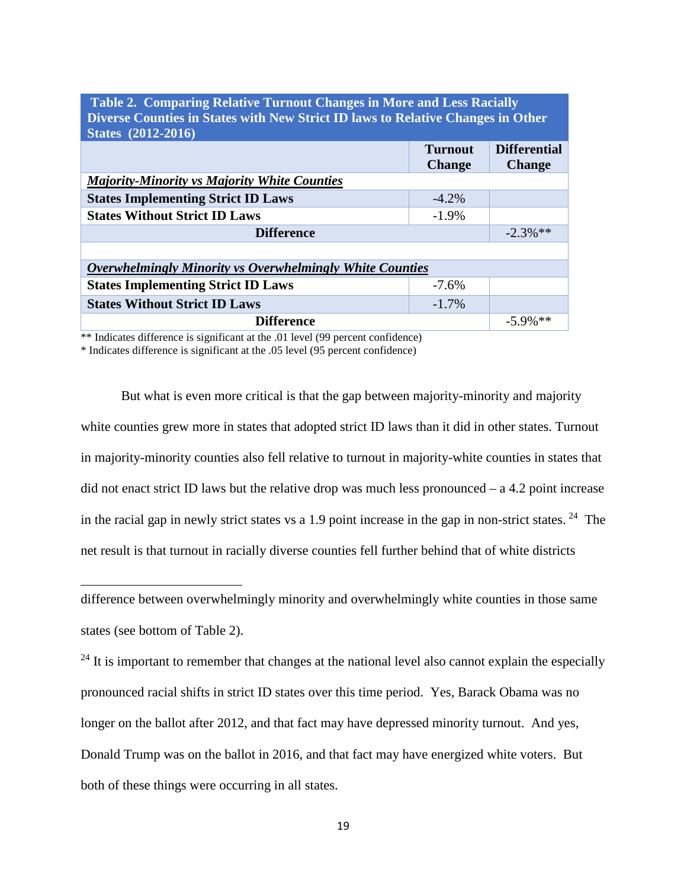**Table 2. Comparing Relative Turnout Changes in More and Less Racially Diverse Counties in States with New Strict ID laws to Relative Changes in Other States (2012-2016)**

| | Turnout Change | Differential Change |
|---|---|---|
| ***Majority-Minority vs Majority White Counties*** | | |
| **States Implementing Strict ID Laws** | -4.2% | |
| **States Without Strict ID Laws** | -1.9% | |
| **Difference** | | -2.3%** |
| | | |
| ***Overwhelmingly Minority vs Overwhelmingly White Counties*** | | |
| **States Implementing Strict ID Laws** | -7.6% | |
| **States Without Strict ID Laws** | -1.7% | |
| **Difference** | | -5.9%** |

** Indicates difference is significant at the .01 level (99 percent confidence)
* Indicates difference is significant at the .05 level (95 percent confidence)

But what is even more critical is that the gap between majority-minority and majority white counties grew more in states that adopted strict ID laws than it did in other states. Turnout in majority-minority counties also fell relative to turnout in majority-white counties in states that did not enact strict ID laws but the relative drop was much less pronounced – a 4.2 point increase in the racial gap in newly strict states vs a 1.9 point increase in the gap in non-strict states. [24] The net result is that turnout in racially diverse counties fell further behind that of white districts

---

difference between overwhelmingly minority and overwhelmingly white counties in those same states (see bottom of Table 2).

[24] It is important to remember that changes at the national level also cannot explain the especially pronounced racial shifts in strict ID states over this time period. Yes, Barack Obama was no longer on the ballot after 2012, and that fact may have depressed minority turnout. And yes, Donald Trump was on the ballot in 2016, and that fact may have energized white voters. But both of these things were occurring in all states.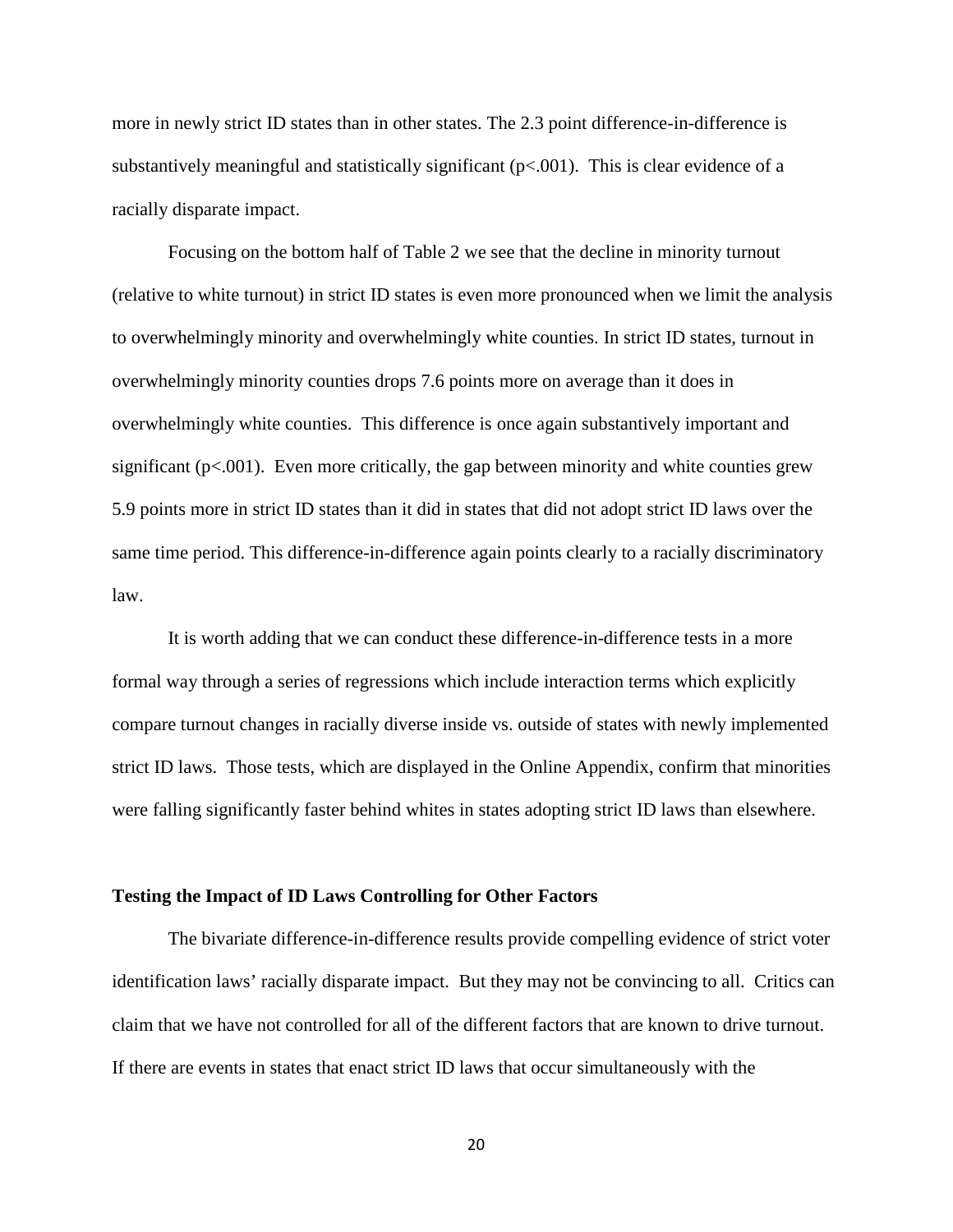more in newly strict ID states than in other states. The 2.3 point difference-in-difference is substantively meaningful and statistically significant ($p<.001$). This is clear evidence of a racially disparate impact.

Focusing on the bottom half of Table 2 we see that the decline in minority turnout (relative to white turnout) in strict ID states is even more pronounced when we limit the analysis to overwhelmingly minority and overwhelmingly white counties. In strict ID states, turnout in overwhelmingly minority counties drops 7.6 points more on average than it does in overwhelmingly white counties. This difference is once again substantively important and significant ($p<.001$). Even more critically, the gap between minority and white counties grew 5.9 points more in strict ID states than it did in states that did not adopt strict ID laws over the same time period. This difference-in-difference again points clearly to a racially discriminatory law.

It is worth adding that we can conduct these difference-in-difference tests in a more formal way through a series of regressions which include interaction terms which explicitly compare turnout changes in racially diverse inside vs. outside of states with newly implemented strict ID laws. Those tests, which are displayed in the Online Appendix, confirm that minorities were falling significantly faster behind whites in states adopting strict ID laws than elsewhere.

### Testing the Impact of ID Laws Controlling for Other Factors

The bivariate difference-in-difference results provide compelling evidence of strict voter identification laws' racially disparate impact. But they may not be convincing to all. Critics can claim that we have not controlled for all of the different factors that are known to drive turnout. If there are events in states that enact strict ID laws that occur simultaneously with the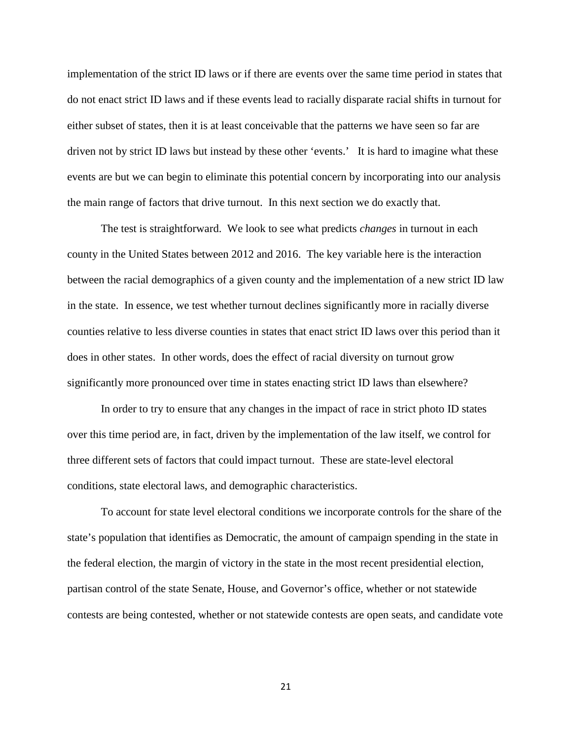implementation of the strict ID laws or if there are events over the same time period in states that do not enact strict ID laws and if these events lead to racially disparate racial shifts in turnout for either subset of states, then it is at least conceivable that the patterns we have seen so far are driven not by strict ID laws but instead by these other 'events.' It is hard to imagine what these events are but we can begin to eliminate this potential concern by incorporating into our analysis the main range of factors that drive turnout. In this next section we do exactly that.

The test is straightforward. We look to see what predicts *changes* in turnout in each county in the United States between 2012 and 2016. The key variable here is the interaction between the racial demographics of a given county and the implementation of a new strict ID law in the state. In essence, we test whether turnout declines significantly more in racially diverse counties relative to less diverse counties in states that enact strict ID laws over this period than it does in other states. In other words, does the effect of racial diversity on turnout grow significantly more pronounced over time in states enacting strict ID laws than elsewhere?

In order to try to ensure that any changes in the impact of race in strict photo ID states over this time period are, in fact, driven by the implementation of the law itself, we control for three different sets of factors that could impact turnout. These are state-level electoral conditions, state electoral laws, and demographic characteristics.

To account for state level electoral conditions we incorporate controls for the share of the state's population that identifies as Democratic, the amount of campaign spending in the state in the federal election, the margin of victory in the state in the most recent presidential election, partisan control of the state Senate, House, and Governor's office, whether or not statewide contests are being contested, whether or not statewide contests are open seats, and candidate vote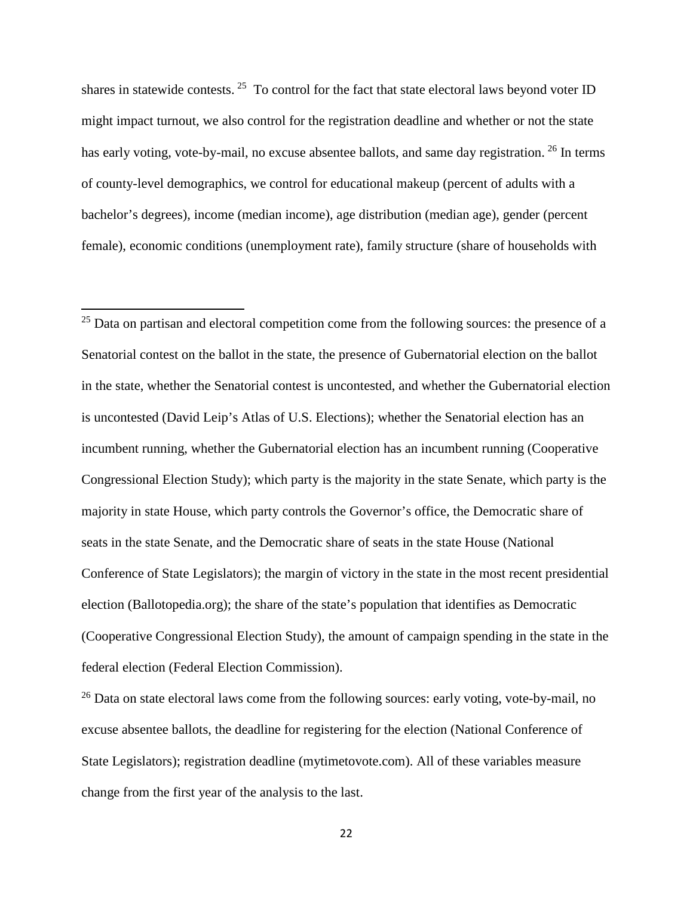shares in statewide contests.[25] To control for the fact that state electoral laws beyond voter ID might impact turnout, we also control for the registration deadline and whether or not the state has early voting, vote-by-mail, no excuse absentee ballots, and same day registration.[26] In terms of county-level demographics, we control for educational makeup (percent of adults with a bachelor's degrees), income (median income), age distribution (median age), gender (percent female), economic conditions (unemployment rate), family structure (share of households with

---

[25] Data on partisan and electoral competition come from the following sources: the presence of a Senatorial contest on the ballot in the state, the presence of Gubernatorial election on the ballot in the state, whether the Senatorial contest is uncontested, and whether the Gubernatorial election is uncontested (David Leip's Atlas of U.S. Elections); whether the Senatorial election has an incumbent running, whether the Gubernatorial election has an incumbent running (Cooperative Congressional Election Study); which party is the majority in the state Senate, which party is the majority in state House, which party controls the Governor's office, the Democratic share of seats in the state Senate, and the Democratic share of seats in the state House (National Conference of State Legislators); the margin of victory in the state in the most recent presidential election (Ballotopedia.org); the share of the state's population that identifies as Democratic (Cooperative Congressional Election Study), the amount of campaign spending in the state in the federal election (Federal Election Commission).

[26] Data on state electoral laws come from the following sources: early voting, vote-by-mail, no excuse absentee ballots, the deadline for registering for the election (National Conference of State Legislators); registration deadline (mytimetovote.com). All of these variables measure change from the first year of the analysis to the last.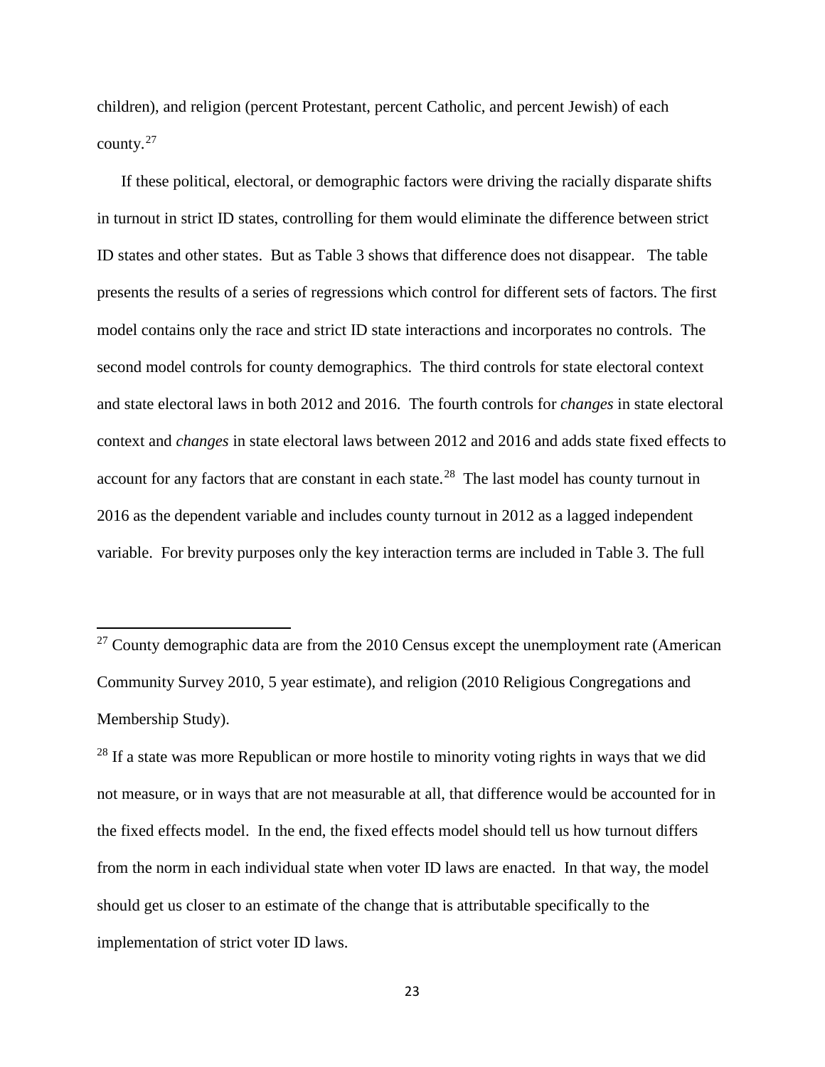children), and religion (percent Protestant, percent Catholic, and percent Jewish) of each county.[27]

If these political, electoral, or demographic factors were driving the racially disparate shifts in turnout in strict ID states, controlling for them would eliminate the difference between strict ID states and other states. But as Table 3 shows that difference does not disappear. The table presents the results of a series of regressions which control for different sets of factors. The first model contains only the race and strict ID state interactions and incorporates no controls. The second model controls for county demographics. The third controls for state electoral context and state electoral laws in both 2012 and 2016. The fourth controls for *changes* in state electoral context and *changes* in state electoral laws between 2012 and 2016 and adds state fixed effects to account for any factors that are constant in each state.[28] The last model has county turnout in 2016 as the dependent variable and includes county turnout in 2012 as a lagged independent variable. For brevity purposes only the key interaction terms are included in Table 3. The full

---

[27] County demographic data are from the 2010 Census except the unemployment rate (American Community Survey 2010, 5 year estimate), and religion (2010 Religious Congregations and Membership Study).

[28] If a state was more Republican or more hostile to minority voting rights in ways that we did not measure, or in ways that are not measurable at all, that difference would be accounted for in the fixed effects model. In the end, the fixed effects model should tell us how turnout differs from the norm in each individual state when voter ID laws are enacted. In that way, the model should get us closer to an estimate of the change that is attributable specifically to the implementation of strict voter ID laws.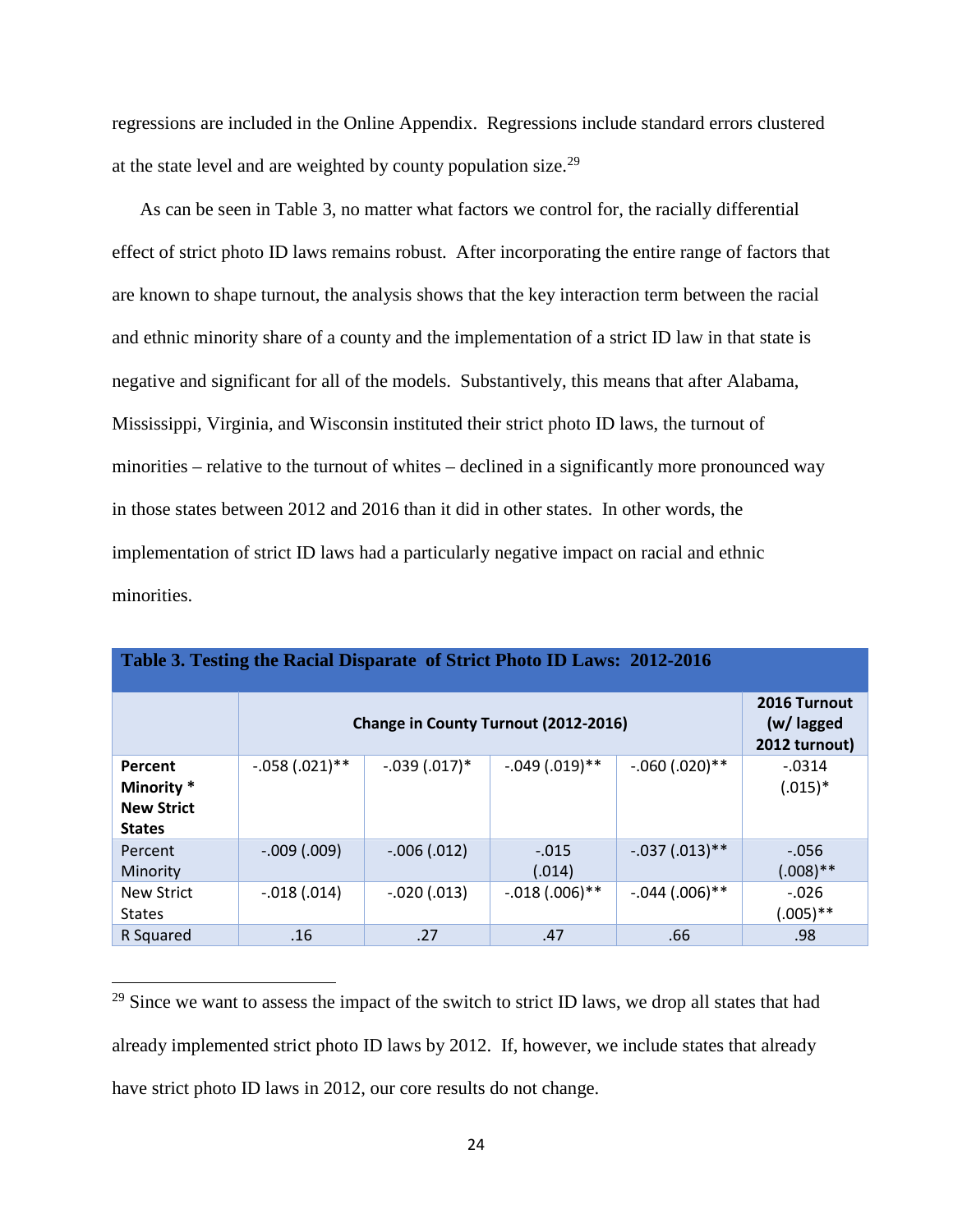regressions are included in the Online Appendix. Regressions include standard errors clustered at the state level and are weighted by county population size.[29]

As can be seen in Table 3, no matter what factors we control for, the racially differential effect of strict photo ID laws remains robust. After incorporating the entire range of factors that are known to shape turnout, the analysis shows that the key interaction term between the racial and ethnic minority share of a county and the implementation of a strict ID law in that state is negative and significant for all of the models. Substantively, this means that after Alabama, Mississippi, Virginia, and Wisconsin instituted their strict photo ID laws, the turnout of minorities – relative to the turnout of whites – declined in a significantly more pronounced way in those states between 2012 and 2016 than it did in other states. In other words, the implementation of strict ID laws had a particularly negative impact on racial and ethnic minorities.

**Table 3. Testing the Racial Disparate of Strict Photo ID Laws: 2012-2016**

| | **Change in County Turnout (2012-2016)** | | | | **2016 Turnout (w/ lagged 2012 turnout)** |
|---|---|---|---|---|---|
| **Percent Minority * New Strict States** | -.058 (.021)** | -.039 (.017)* | -.049 (.019)** | -.060 (.020)** | -.0314 (.015)* |
| Percent Minority | -.009 (.009) | -.006 (.012) | -.015 (.014) | -.037 (.013)** | -.056 (.008)** |
| New Strict States | -.018 (.014) | -.020 (.013) | -.018 (.006)** | -.044 (.006)** | -.026 (.005)** |
| R Squared | .16 | .27 | .47 | .66 | .98 |

[29] Since we want to assess the impact of the switch to strict ID laws, we drop all states that had already implemented strict photo ID laws by 2012. If, however, we include states that already have strict photo ID laws in 2012, our core results do not change.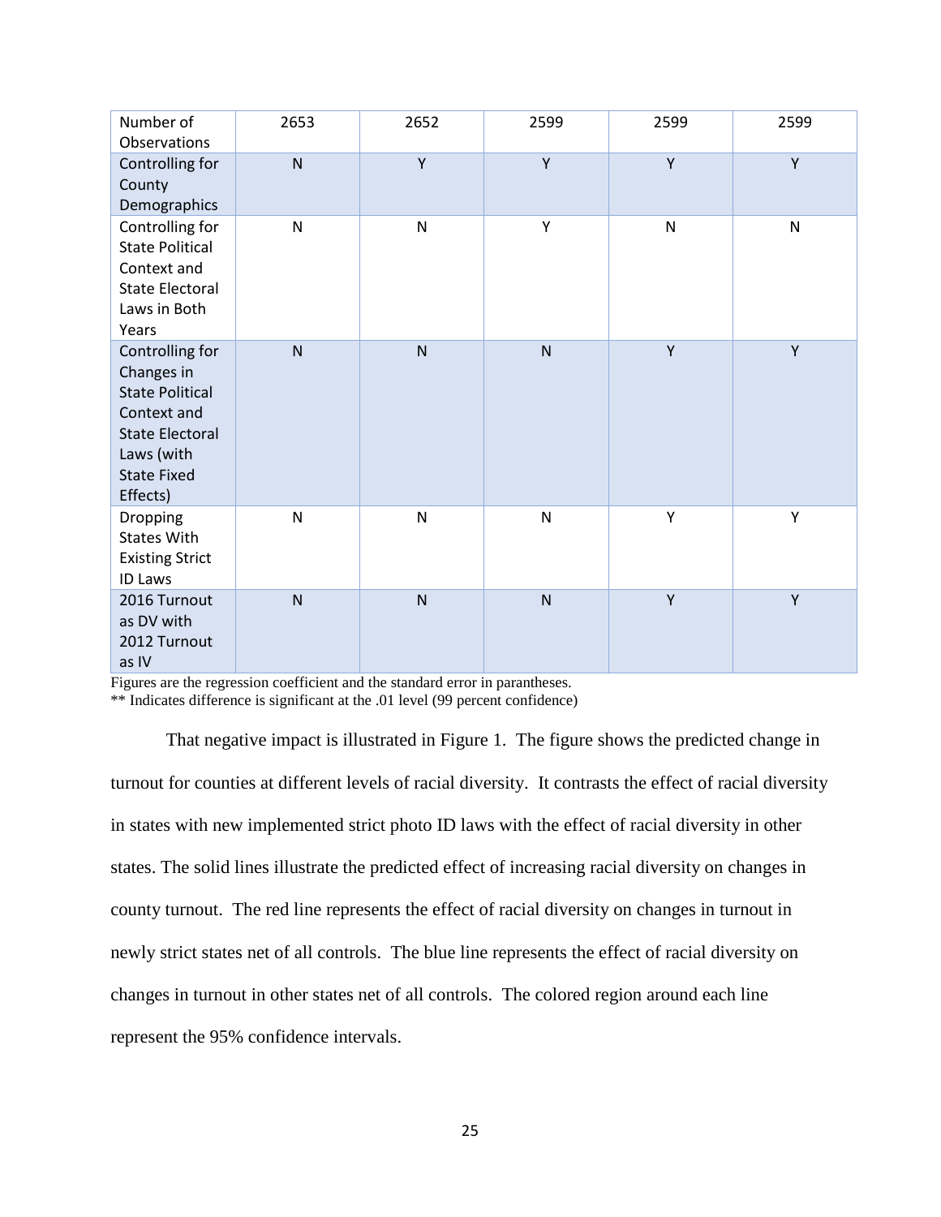| Number of Observations | 2653 | 2652 | 2599 | 2599 | 2599 |
|---|---|---|---|---|---|
| Controlling for County Demographics | N | Y | Y | Y | Y |
| Controlling for State Political Context and State Electoral Laws in Both Years | N | N | Y | N | N |
| Controlling for Changes in State Political Context and State Electoral Laws (with State Fixed Effects) | N | N | N | Y | Y |
| Dropping States With Existing Strict ID Laws | N | N | N | Y | Y |
| 2016 Turnout as DV with 2012 Turnout as IV | N | N | N | Y | Y |

Figures are the regression coefficient and the standard error in parantheses.
** Indicates difference is significant at the .01 level (99 percent confidence)

That negative impact is illustrated in Figure 1. The figure shows the predicted change in turnout for counties at different levels of racial diversity. It contrasts the effect of racial diversity in states with new implemented strict photo ID laws with the effect of racial diversity in other states. The solid lines illustrate the predicted effect of increasing racial diversity on changes in county turnout. The red line represents the effect of racial diversity on changes in turnout in newly strict states net of all controls. The blue line represents the effect of racial diversity on changes in turnout in other states net of all controls. The colored region around each line represent the 95% confidence intervals.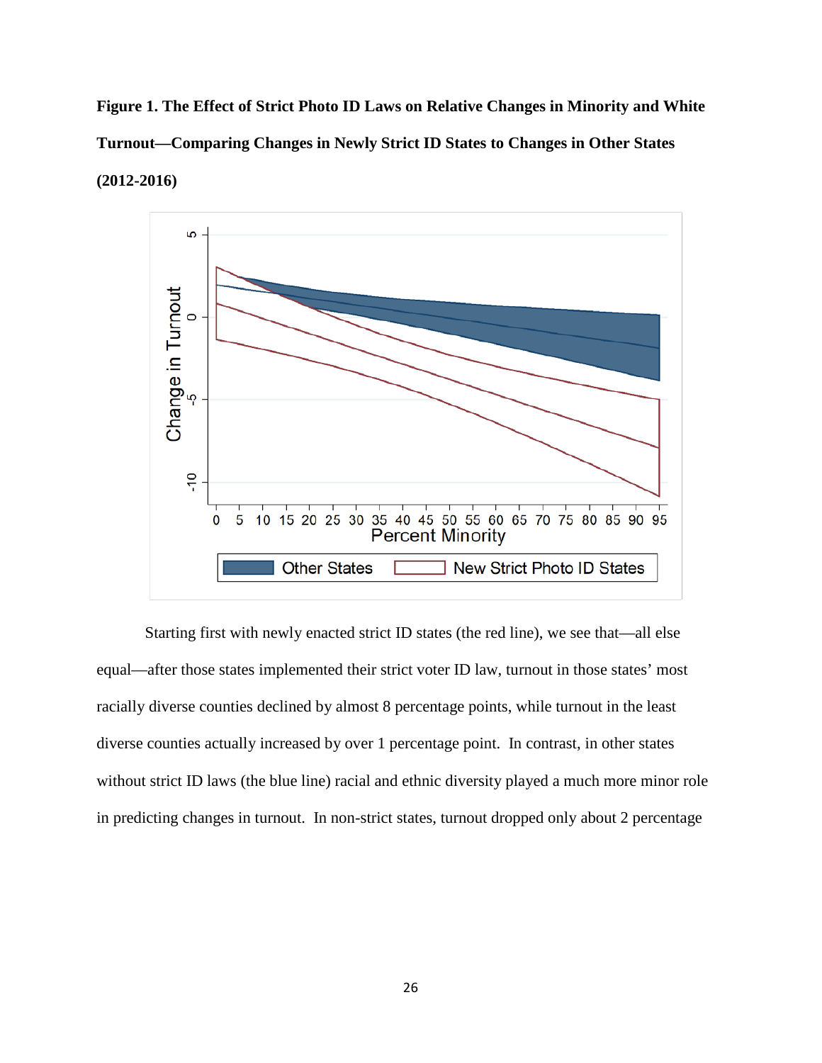**Figure 1. The Effect of Strict Photo ID Laws on Relative Changes in Minority and White Turnout—Comparing Changes in Newly Strict ID States to Changes in Other States (2012-2016)**

Starting first with newly enacted strict ID states (the red line), we see that—all else equal—after those states implemented their strict voter ID law, turnout in those states' most racially diverse counties declined by almost 8 percentage points, while turnout in the least diverse counties actually increased by over 1 percentage point. In contrast, in other states without strict ID laws (the blue line) racial and ethnic diversity played a much more minor role in predicting changes in turnout. In non-strict states, turnout dropped only about 2 percentage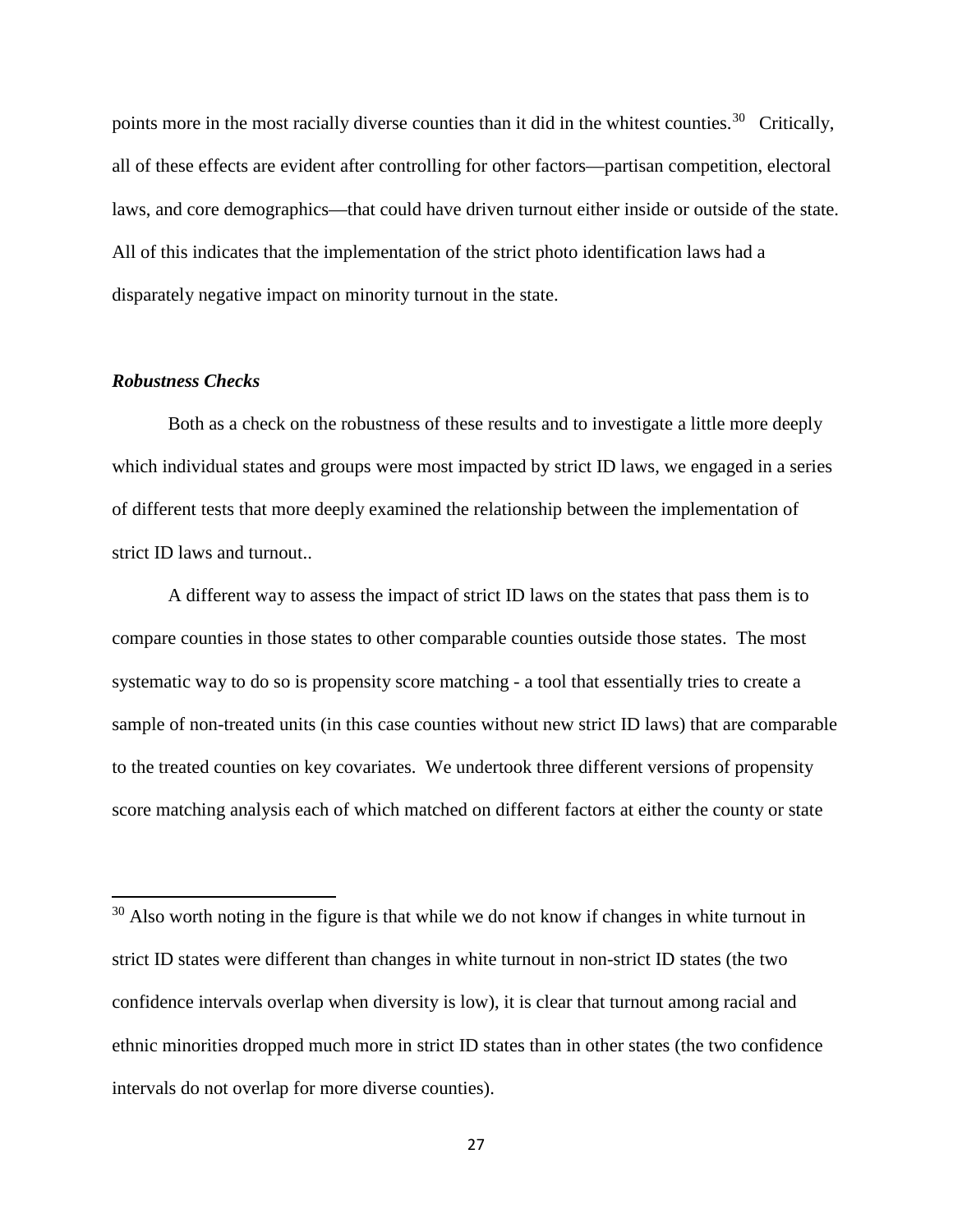points more in the most racially diverse counties than it did in the whitest counties.[30] Critically, all of these effects are evident after controlling for other factors—partisan competition, electoral laws, and core demographics—that could have driven turnout either inside or outside of the state. All of this indicates that the implementation of the strict photo identification laws had a disparately negative impact on minority turnout in the state.

### ***Robustness Checks***

Both as a check on the robustness of these results and to investigate a little more deeply which individual states and groups were most impacted by strict ID laws, we engaged in a series of different tests that more deeply examined the relationship between the implementation of strict ID laws and turnout..

A different way to assess the impact of strict ID laws on the states that pass them is to compare counties in those states to other comparable counties outside those states. The most systematic way to do so is propensity score matching - a tool that essentially tries to create a sample of non-treated units (in this case counties without new strict ID laws) that are comparable to the treated counties on key covariates. We undertook three different versions of propensity score matching analysis each of which matched on different factors at either the county or state

---

[30] Also worth noting in the figure is that while we do not know if changes in white turnout in strict ID states were different than changes in white turnout in non-strict ID states (the two confidence intervals overlap when diversity is low), it is clear that turnout among racial and ethnic minorities dropped much more in strict ID states than in other states (the two confidence intervals do not overlap for more diverse counties).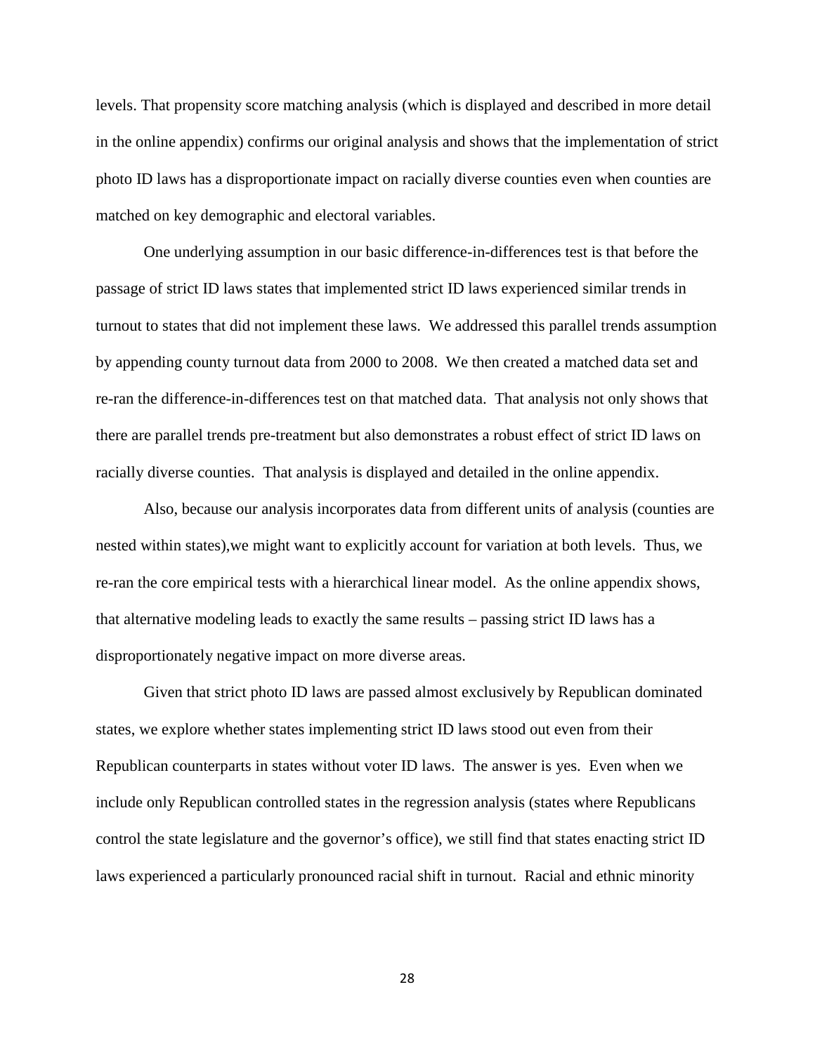levels. That propensity score matching analysis (which is displayed and described in more detail in the online appendix) confirms our original analysis and shows that the implementation of strict photo ID laws has a disproportionate impact on racially diverse counties even when counties are matched on key demographic and electoral variables.

One underlying assumption in our basic difference-in-differences test is that before the passage of strict ID laws states that implemented strict ID laws experienced similar trends in turnout to states that did not implement these laws. We addressed this parallel trends assumption by appending county turnout data from 2000 to 2008. We then created a matched data set and re-ran the difference-in-differences test on that matched data. That analysis not only shows that there are parallel trends pre-treatment but also demonstrates a robust effect of strict ID laws on racially diverse counties. That analysis is displayed and detailed in the online appendix.

Also, because our analysis incorporates data from different units of analysis (counties are nested within states),we might want to explicitly account for variation at both levels. Thus, we re-ran the core empirical tests with a hierarchical linear model. As the online appendix shows, that alternative modeling leads to exactly the same results – passing strict ID laws has a disproportionately negative impact on more diverse areas.

Given that strict photo ID laws are passed almost exclusively by Republican dominated states, we explore whether states implementing strict ID laws stood out even from their Republican counterparts in states without voter ID laws. The answer is yes. Even when we include only Republican controlled states in the regression analysis (states where Republicans control the state legislature and the governor's office), we still find that states enacting strict ID laws experienced a particularly pronounced racial shift in turnout. Racial and ethnic minority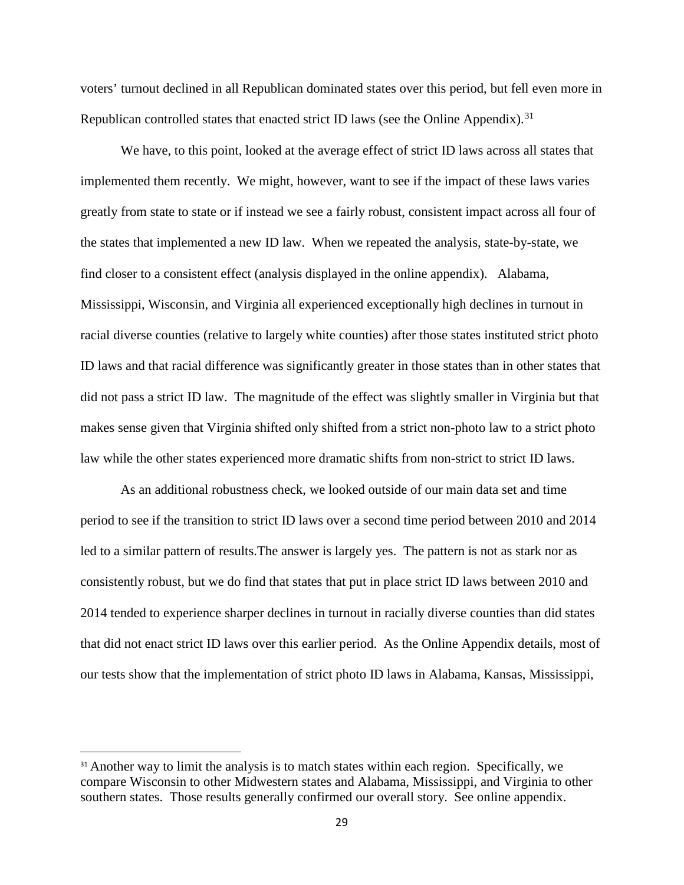voters' turnout declined in all Republican dominated states over this period, but fell even more in Republican controlled states that enacted strict ID laws (see the Online Appendix).[31]

We have, to this point, looked at the average effect of strict ID laws across all states that implemented them recently. We might, however, want to see if the impact of these laws varies greatly from state to state or if instead we see a fairly robust, consistent impact across all four of the states that implemented a new ID law. When we repeated the analysis, state-by-state, we find closer to a consistent effect (analysis displayed in the online appendix). Alabama, Mississippi, Wisconsin, and Virginia all experienced exceptionally high declines in turnout in racial diverse counties (relative to largely white counties) after those states instituted strict photo ID laws and that racial difference was significantly greater in those states than in other states that did not pass a strict ID law. The magnitude of the effect was slightly smaller in Virginia but that makes sense given that Virginia shifted only shifted from a strict non-photo law to a strict photo law while the other states experienced more dramatic shifts from non-strict to strict ID laws.

As an additional robustness check, we looked outside of our main data set and time period to see if the transition to strict ID laws over a second time period between 2010 and 2014 led to a similar pattern of results.The answer is largely yes. The pattern is not as stark nor as consistently robust, but we do find that states that put in place strict ID laws between 2010 and 2014 tended to experience sharper declines in turnout in racially diverse counties than did states that did not enact strict ID laws over this earlier period. As the Online Appendix details, most of our tests show that the implementation of strict photo ID laws in Alabama, Kansas, Mississippi,

[31] Another way to limit the analysis is to match states within each region. Specifically, we compare Wisconsin to other Midwestern states and Alabama, Mississippi, and Virginia to other southern states. Those results generally confirmed our overall story. See online appendix.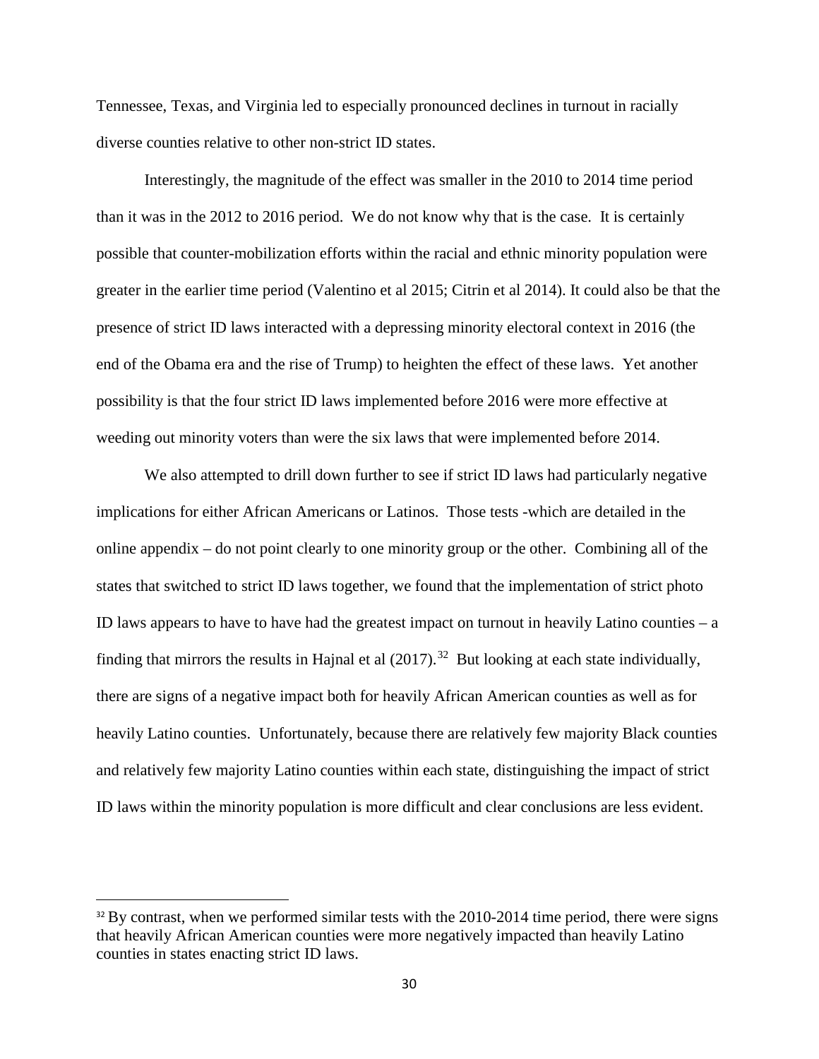Tennessee, Texas, and Virginia led to especially pronounced declines in turnout in racially diverse counties relative to other non-strict ID states.

Interestingly, the magnitude of the effect was smaller in the 2010 to 2014 time period than it was in the 2012 to 2016 period. We do not know why that is the case. It is certainly possible that counter-mobilization efforts within the racial and ethnic minority population were greater in the earlier time period (Valentino et al 2015; Citrin et al 2014). It could also be that the presence of strict ID laws interacted with a depressing minority electoral context in 2016 (the end of the Obama era and the rise of Trump) to heighten the effect of these laws. Yet another possibility is that the four strict ID laws implemented before 2016 were more effective at weeding out minority voters than were the six laws that were implemented before 2014.

We also attempted to drill down further to see if strict ID laws had particularly negative implications for either African Americans or Latinos. Those tests -which are detailed in the online appendix – do not point clearly to one minority group or the other. Combining all of the states that switched to strict ID laws together, we found that the implementation of strict photo ID laws appears to have to have had the greatest impact on turnout in heavily Latino counties – a finding that mirrors the results in Hajnal et al (2017).[32] But looking at each state individually, there are signs of a negative impact both for heavily African American counties as well as for heavily Latino counties. Unfortunately, because there are relatively few majority Black counties and relatively few majority Latino counties within each state, distinguishing the impact of strict ID laws within the minority population is more difficult and clear conclusions are less evident.

[32] By contrast, when we performed similar tests with the 2010-2014 time period, there were signs that heavily African American counties were more negatively impacted than heavily Latino counties in states enacting strict ID laws.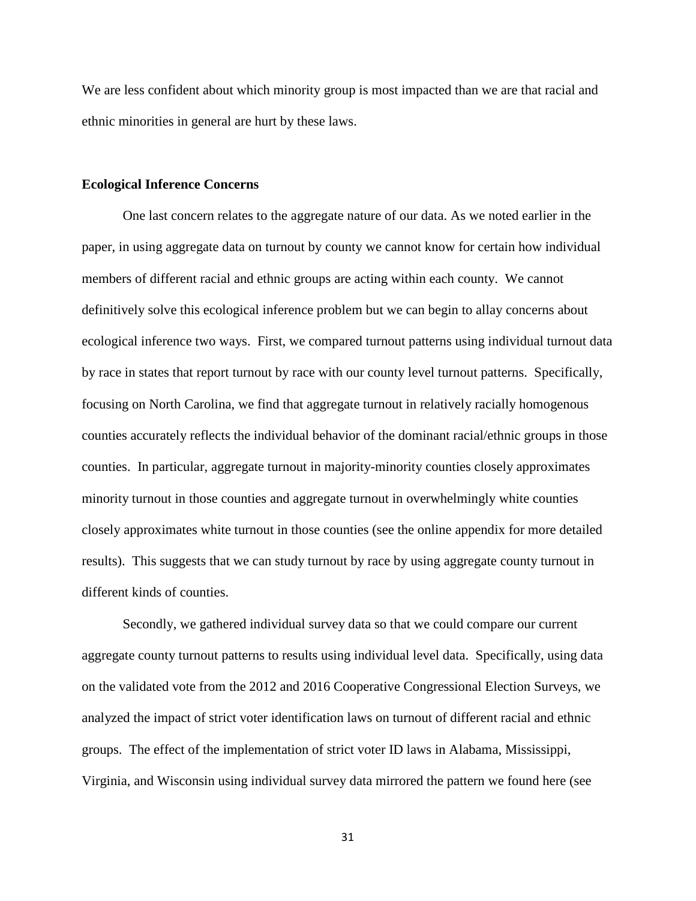We are less confident about which minority group is most impacted than we are that racial and ethnic minorities in general are hurt by these laws.

**Ecological Inference Concerns**

One last concern relates to the aggregate nature of our data. As we noted earlier in the paper, in using aggregate data on turnout by county we cannot know for certain how individual members of different racial and ethnic groups are acting within each county. We cannot definitively solve this ecological inference problem but we can begin to allay concerns about ecological inference two ways. First, we compared turnout patterns using individual turnout data by race in states that report turnout by race with our county level turnout patterns. Specifically, focusing on North Carolina, we find that aggregate turnout in relatively racially homogenous counties accurately reflects the individual behavior of the dominant racial/ethnic groups in those counties. In particular, aggregate turnout in majority-minority counties closely approximates minority turnout in those counties and aggregate turnout in overwhelmingly white counties closely approximates white turnout in those counties (see the online appendix for more detailed results). This suggests that we can study turnout by race by using aggregate county turnout in different kinds of counties.

Secondly, we gathered individual survey data so that we could compare our current aggregate county turnout patterns to results using individual level data. Specifically, using data on the validated vote from the 2012 and 2016 Cooperative Congressional Election Surveys, we analyzed the impact of strict voter identification laws on turnout of different racial and ethnic groups. The effect of the implementation of strict voter ID laws in Alabama, Mississippi, Virginia, and Wisconsin using individual survey data mirrored the pattern we found here (see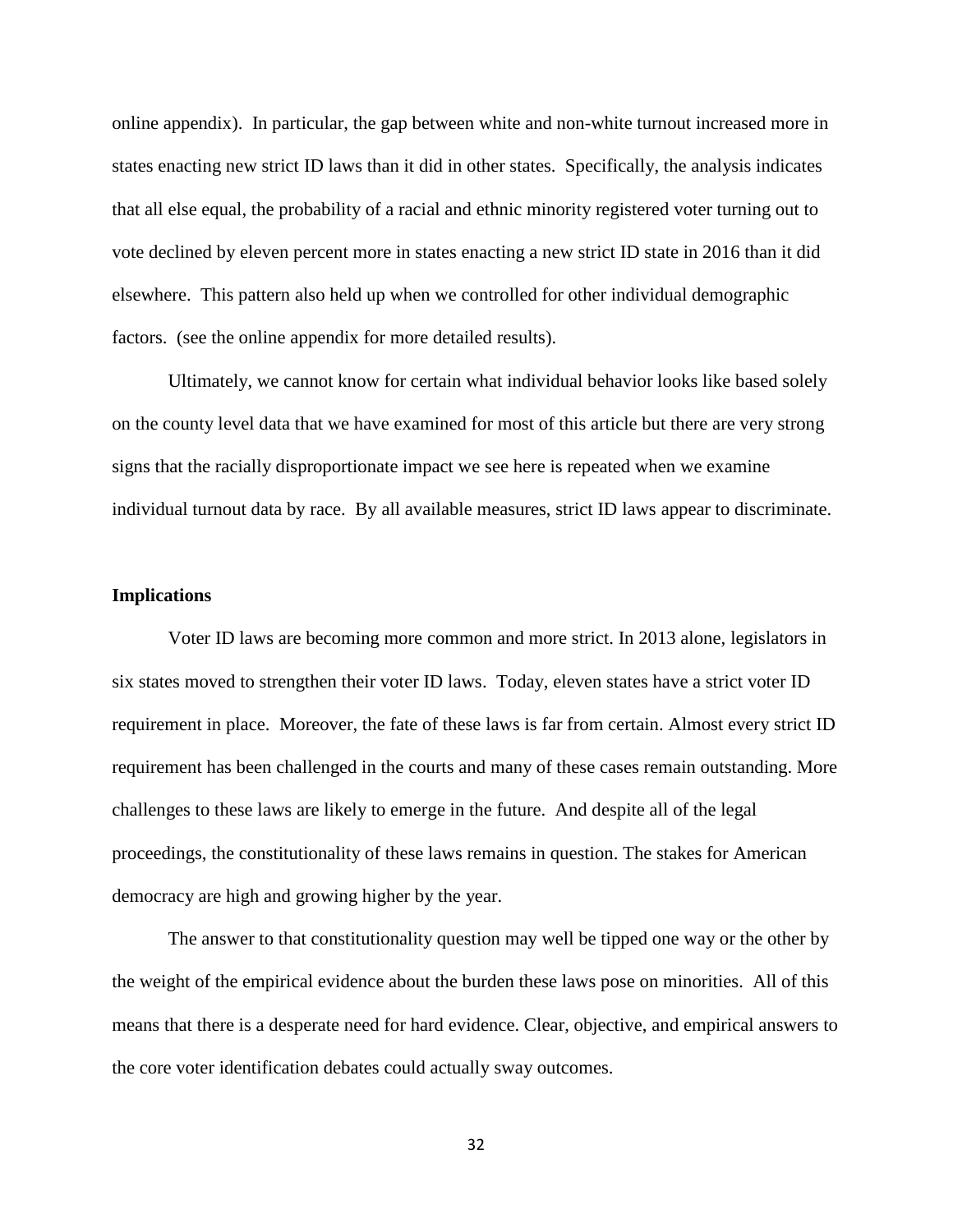online appendix). In particular, the gap between white and non-white turnout increased more in states enacting new strict ID laws than it did in other states. Specifically, the analysis indicates that all else equal, the probability of a racial and ethnic minority registered voter turning out to vote declined by eleven percent more in states enacting a new strict ID state in 2016 than it did elsewhere. This pattern also held up when we controlled for other individual demographic factors. (see the online appendix for more detailed results).

Ultimately, we cannot know for certain what individual behavior looks like based solely on the county level data that we have examined for most of this article but there are very strong signs that the racially disproportionate impact we see here is repeated when we examine individual turnout data by race. By all available measures, strict ID laws appear to discriminate.

**Implications**

Voter ID laws are becoming more common and more strict. In 2013 alone, legislators in six states moved to strengthen their voter ID laws. Today, eleven states have a strict voter ID requirement in place. Moreover, the fate of these laws is far from certain. Almost every strict ID requirement has been challenged in the courts and many of these cases remain outstanding. More challenges to these laws are likely to emerge in the future. And despite all of the legal proceedings, the constitutionality of these laws remains in question. The stakes for American democracy are high and growing higher by the year.

The answer to that constitutionality question may well be tipped one way or the other by the weight of the empirical evidence about the burden these laws pose on minorities. All of this means that there is a desperate need for hard evidence. Clear, objective, and empirical answers to the core voter identification debates could actually sway outcomes.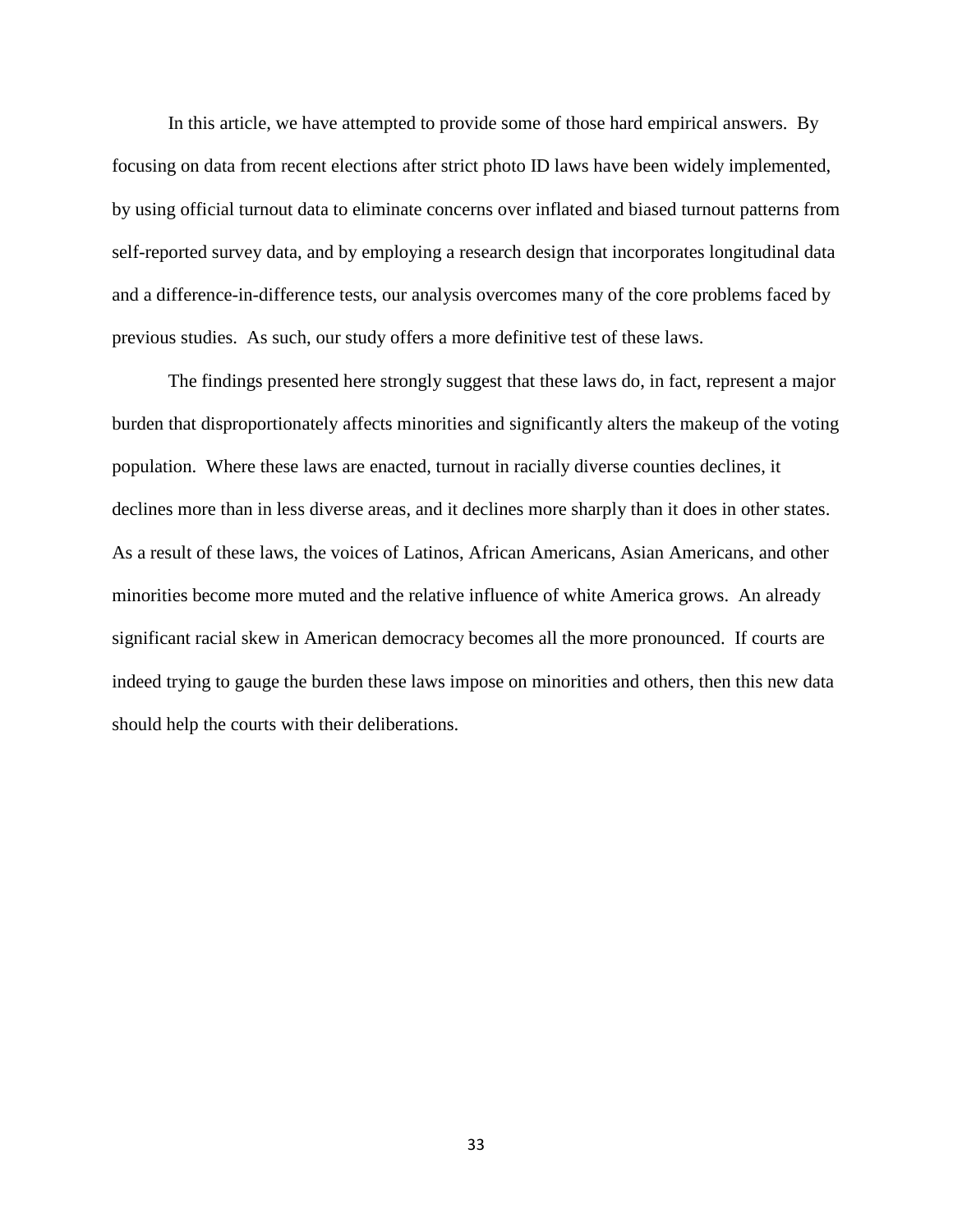In this article, we have attempted to provide some of those hard empirical answers. By focusing on data from recent elections after strict photo ID laws have been widely implemented, by using official turnout data to eliminate concerns over inflated and biased turnout patterns from self-reported survey data, and by employing a research design that incorporates longitudinal data and a difference-in-difference tests, our analysis overcomes many of the core problems faced by previous studies. As such, our study offers a more definitive test of these laws.

The findings presented here strongly suggest that these laws do, in fact, represent a major burden that disproportionately affects minorities and significantly alters the makeup of the voting population. Where these laws are enacted, turnout in racially diverse counties declines, it declines more than in less diverse areas, and it declines more sharply than it does in other states. As a result of these laws, the voices of Latinos, African Americans, Asian Americans, and other minorities become more muted and the relative influence of white America grows. An already significant racial skew in American democracy becomes all the more pronounced. If courts are indeed trying to gauge the burden these laws impose on minorities and others, then this new data should help the courts with their deliberations.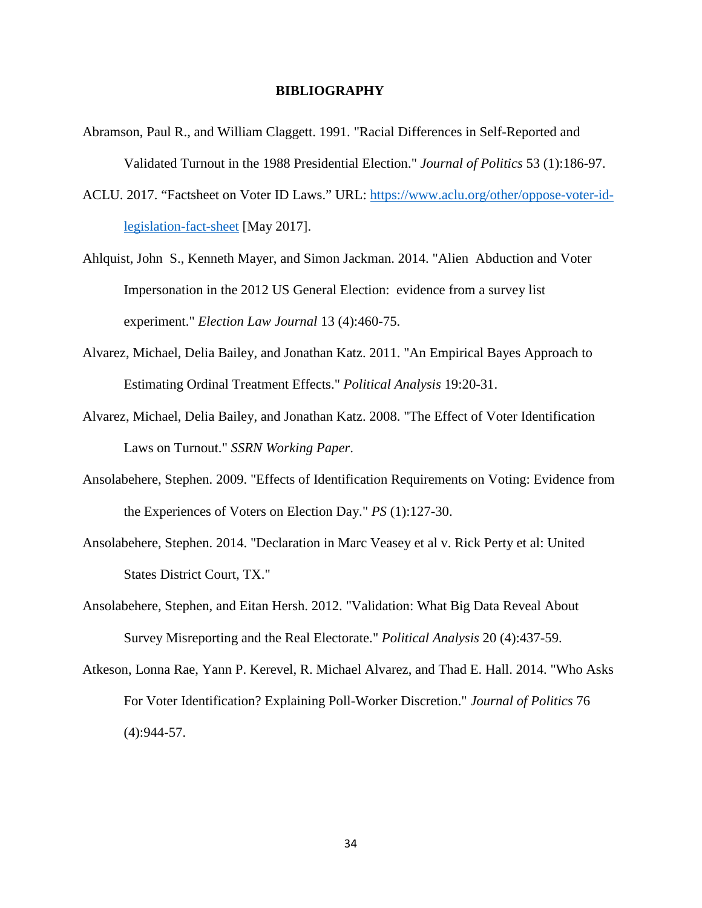# BIBLIOGRAPHY

Abramson, Paul R., and William Claggett. 1991. "Racial Differences in Self-Reported and Validated Turnout in the 1988 Presidential Election." *Journal of Politics* 53 (1):186-97.

ACLU. 2017. "Factsheet on Voter ID Laws." URL: [https://www.aclu.org/other/oppose-voter-id-legislation-fact-sheet](https://www.aclu.org/other/oppose-voter-id-legislation-fact-sheet) [May 2017].

Ahlquist, John S., Kenneth Mayer, and Simon Jackman. 2014. "Alien Abduction and Voter Impersonation in the 2012 US General Election: evidence from a survey list experiment." *Election Law Journal* 13 (4):460-75.

Alvarez, Michael, Delia Bailey, and Jonathan Katz. 2011. "An Empirical Bayes Approach to Estimating Ordinal Treatment Effects." *Political Analysis* 19:20-31.

Alvarez, Michael, Delia Bailey, and Jonathan Katz. 2008. "The Effect of Voter Identification Laws on Turnout." *SSRN Working Paper*.

Ansolabehere, Stephen. 2009. "Effects of Identification Requirements on Voting: Evidence from the Experiences of Voters on Election Day." *PS* (1):127-30.

Ansolabehere, Stephen. 2014. "Declaration in Marc Veasey et al v. Rick Perty et al: United States District Court, TX."

Ansolabehere, Stephen, and Eitan Hersh. 2012. "Validation: What Big Data Reveal About Survey Misreporting and the Real Electorate." *Political Analysis* 20 (4):437-59.

Atkeson, Lonna Rae, Yann P. Kerevel, R. Michael Alvarez, and Thad E. Hall. 2014. "Who Asks For Voter Identification? Explaining Poll-Worker Discretion." *Journal of Politics* 76 (4):944-57.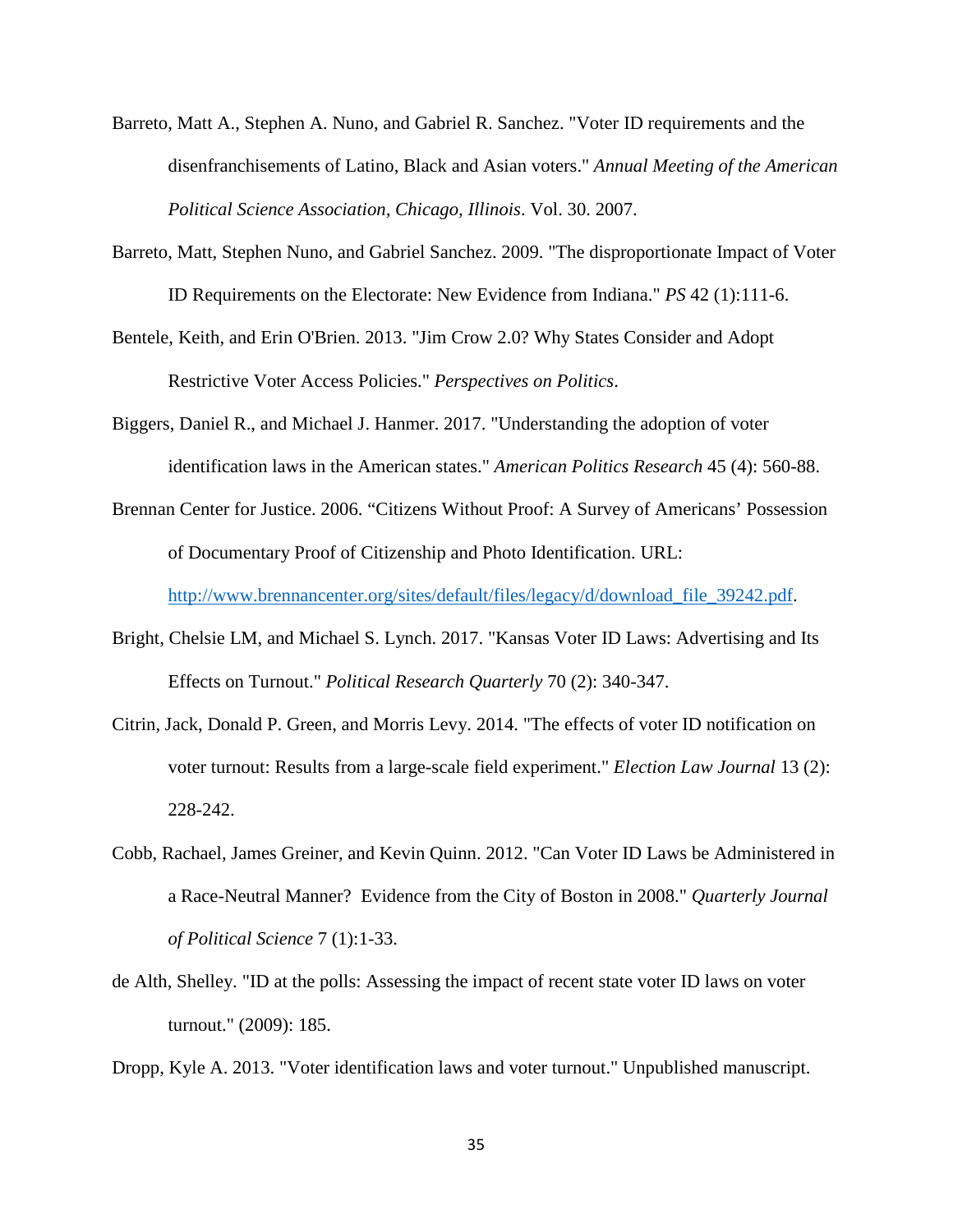Barreto, Matt A., Stephen A. Nuno, and Gabriel R. Sanchez. "Voter ID requirements and the disenfranchisements of Latino, Black and Asian voters." *Annual Meeting of the American Political Science Association, Chicago, Illinois*. Vol. 30. 2007.

Barreto, Matt, Stephen Nuno, and Gabriel Sanchez. 2009. "The disproportionate Impact of Voter ID Requirements on the Electorate: New Evidence from Indiana." *PS* 42 (1):111-6.

Bentele, Keith, and Erin O'Brien. 2013. "Jim Crow 2.0? Why States Consider and Adopt Restrictive Voter Access Policies." *Perspectives on Politics*.

Biggers, Daniel R., and Michael J. Hanmer. 2017. "Understanding the adoption of voter identification laws in the American states." *American Politics Research* 45 (4): 560-88.

Brennan Center for Justice. 2006. "Citizens Without Proof: A Survey of Americans' Possession of Documentary Proof of Citizenship and Photo Identification. URL: [http://www.brennancenter.org/sites/default/files/legacy/d/download_file_39242.pdf](http://www.brennancenter.org/sites/default/files/legacy/d/download_file_39242.pdf).

Bright, Chelsie LM, and Michael S. Lynch. 2017. "Kansas Voter ID Laws: Advertising and Its Effects on Turnout." *Political Research Quarterly* 70 (2): 340-347.

Citrin, Jack, Donald P. Green, and Morris Levy. 2014. "The effects of voter ID notification on voter turnout: Results from a large-scale field experiment." *Election Law Journal* 13 (2): 228-242.

Cobb, Rachael, James Greiner, and Kevin Quinn. 2012. "Can Voter ID Laws be Administered in a Race-Neutral Manner? Evidence from the City of Boston in 2008." *Quarterly Journal of Political Science* 7 (1):1-33.

de Alth, Shelley. "ID at the polls: Assessing the impact of recent state voter ID laws on voter turnout." (2009): 185.

Dropp, Kyle A. 2013. "Voter identification laws and voter turnout." Unpublished manuscript.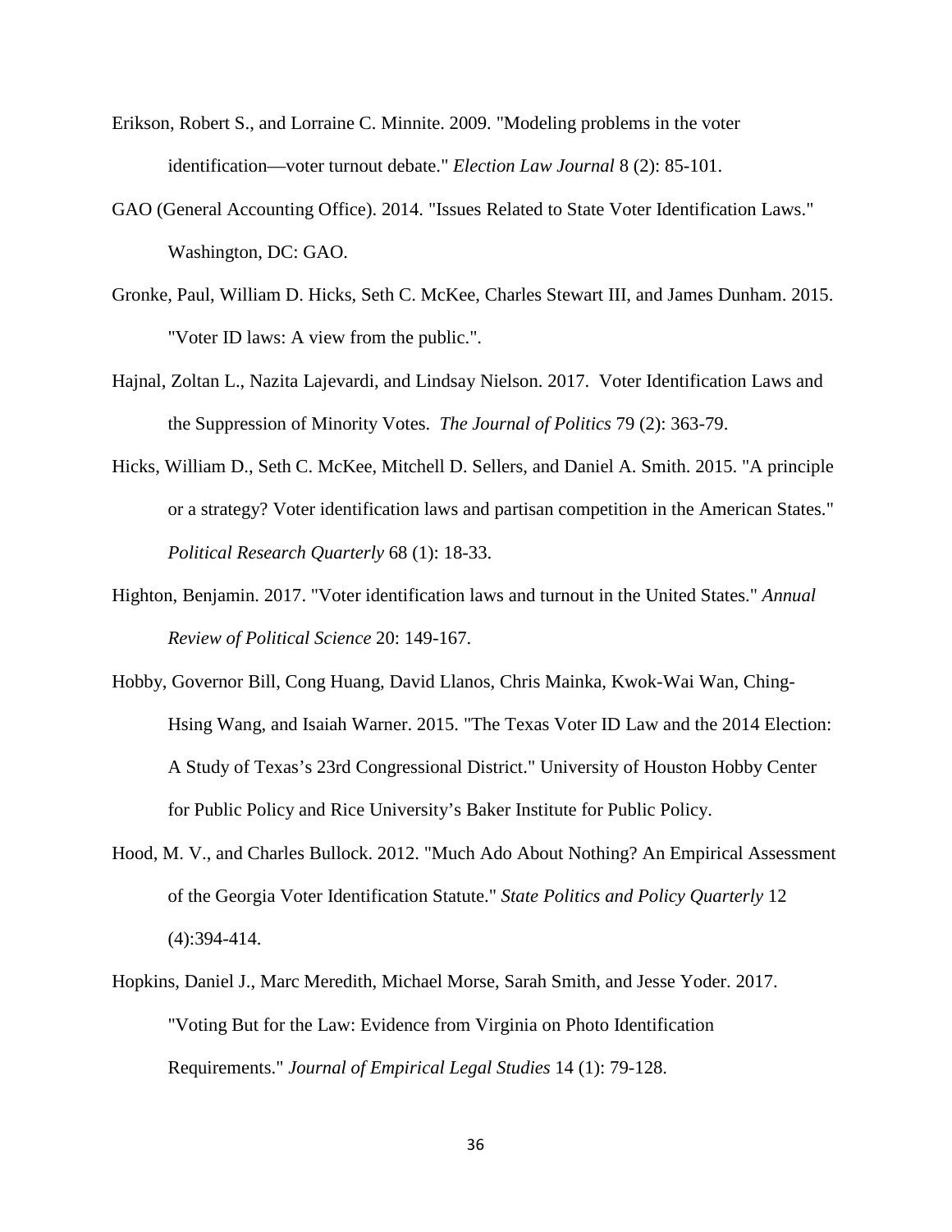Erikson, Robert S., and Lorraine C. Minnite. 2009. "Modeling problems in the voter identification—voter turnout debate." *Election Law Journal* 8 (2): 85-101.

GAO (General Accounting Office). 2014. "Issues Related to State Voter Identification Laws." Washington, DC: GAO.

Gronke, Paul, William D. Hicks, Seth C. McKee, Charles Stewart III, and James Dunham. 2015. "Voter ID laws: A view from the public.".

Hajnal, Zoltan L., Nazita Lajevardi, and Lindsay Nielson. 2017. Voter Identification Laws and the Suppression of Minority Votes. *The Journal of Politics* 79 (2): 363-79.

Hicks, William D., Seth C. McKee, Mitchell D. Sellers, and Daniel A. Smith. 2015. "A principle or a strategy? Voter identification laws and partisan competition in the American States." *Political Research Quarterly* 68 (1): 18-33.

Highton, Benjamin. 2017. "Voter identification laws and turnout in the United States." *Annual Review of Political Science* 20: 149-167.

Hobby, Governor Bill, Cong Huang, David Llanos, Chris Mainka, Kwok-Wai Wan, Ching-Hsing Wang, and Isaiah Warner. 2015. "The Texas Voter ID Law and the 2014 Election: A Study of Texas's 23rd Congressional District." University of Houston Hobby Center for Public Policy and Rice University's Baker Institute for Public Policy.

Hood, M. V., and Charles Bullock. 2012. "Much Ado About Nothing? An Empirical Assessment of the Georgia Voter Identification Statute." *State Politics and Policy Quarterly* 12 (4):394-414.

Hopkins, Daniel J., Marc Meredith, Michael Morse, Sarah Smith, and Jesse Yoder. 2017. "Voting But for the Law: Evidence from Virginia on Photo Identification Requirements." *Journal of Empirical Legal Studies* 14 (1): 79-128.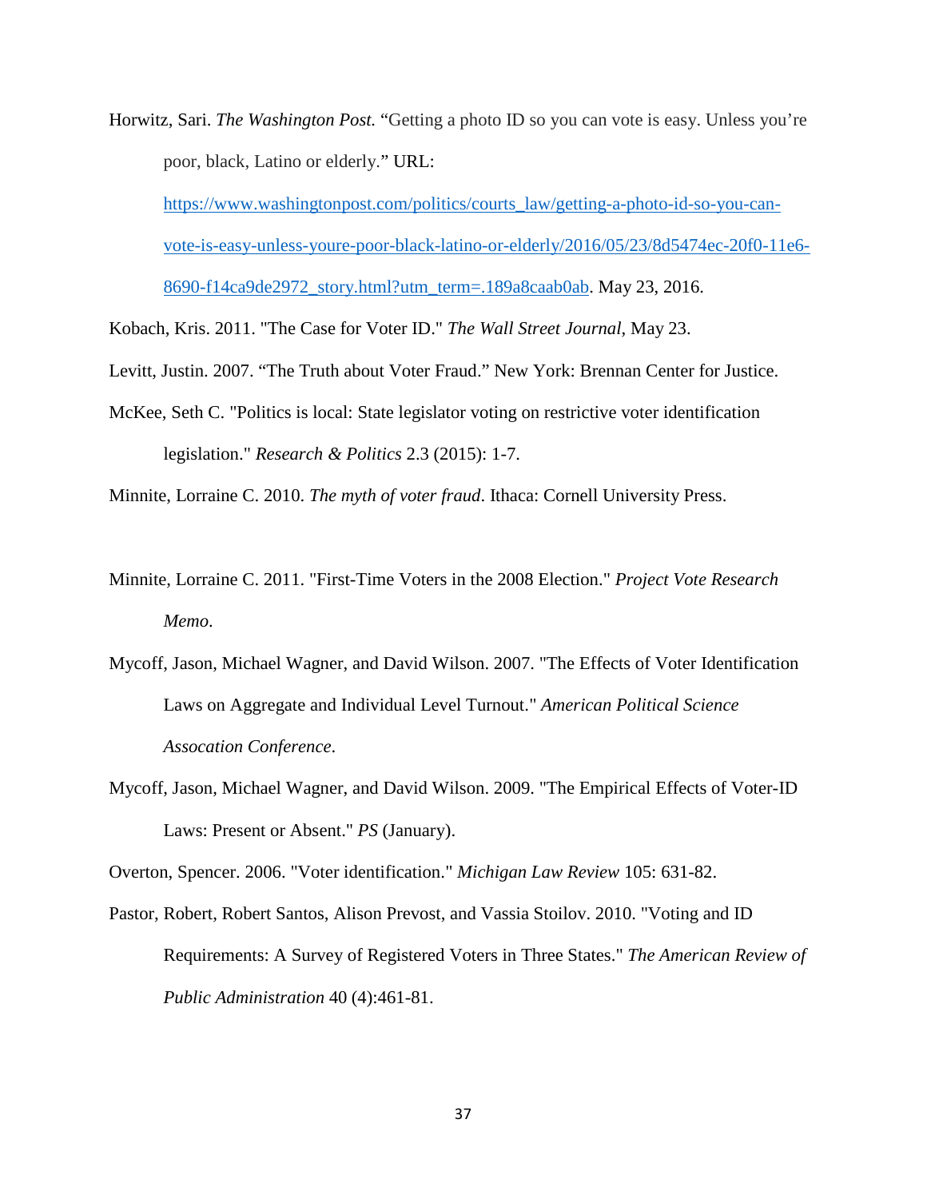Horwitz, Sari. *The Washington Post.* "Getting a photo ID so you can vote is easy. Unless you're poor, black, Latino or elderly." URL: https://www.washingtonpost.com/politics/courts_law/getting-a-photo-id-so-you-can-vote-is-easy-unless-youre-poor-black-latino-or-elderly/2016/05/23/8d5474ec-20f0-11e6-8690-f14ca9de2972_story.html?utm_term=.189a8caab0ab. May 23, 2016.

Kobach, Kris. 2011. "The Case for Voter ID." *The Wall Street Journal*, May 23.

Levitt, Justin. 2007. "The Truth about Voter Fraud." New York: Brennan Center for Justice.

McKee, Seth C. "Politics is local: State legislator voting on restrictive voter identification legislation." *Research & Politics* 2.3 (2015): 1-7.

Minnite, Lorraine C. 2010. *The myth of voter fraud*. Ithaca: Cornell University Press.

Minnite, Lorraine C. 2011. "First-Time Voters in the 2008 Election." *Project Vote Research Memo*.

Mycoff, Jason, Michael Wagner, and David Wilson. 2007. "The Effects of Voter Identification Laws on Aggregate and Individual Level Turnout." *American Political Science Assocation Conference*.

Mycoff, Jason, Michael Wagner, and David Wilson. 2009. "The Empirical Effects of Voter-ID Laws: Present or Absent." *PS* (January).

Overton, Spencer. 2006. "Voter identification." *Michigan Law Review* 105: 631-82.

Pastor, Robert, Robert Santos, Alison Prevost, and Vassia Stoilov. 2010. "Voting and ID Requirements: A Survey of Registered Voters in Three States." *The American Review of Public Administration* 40 (4):461-81.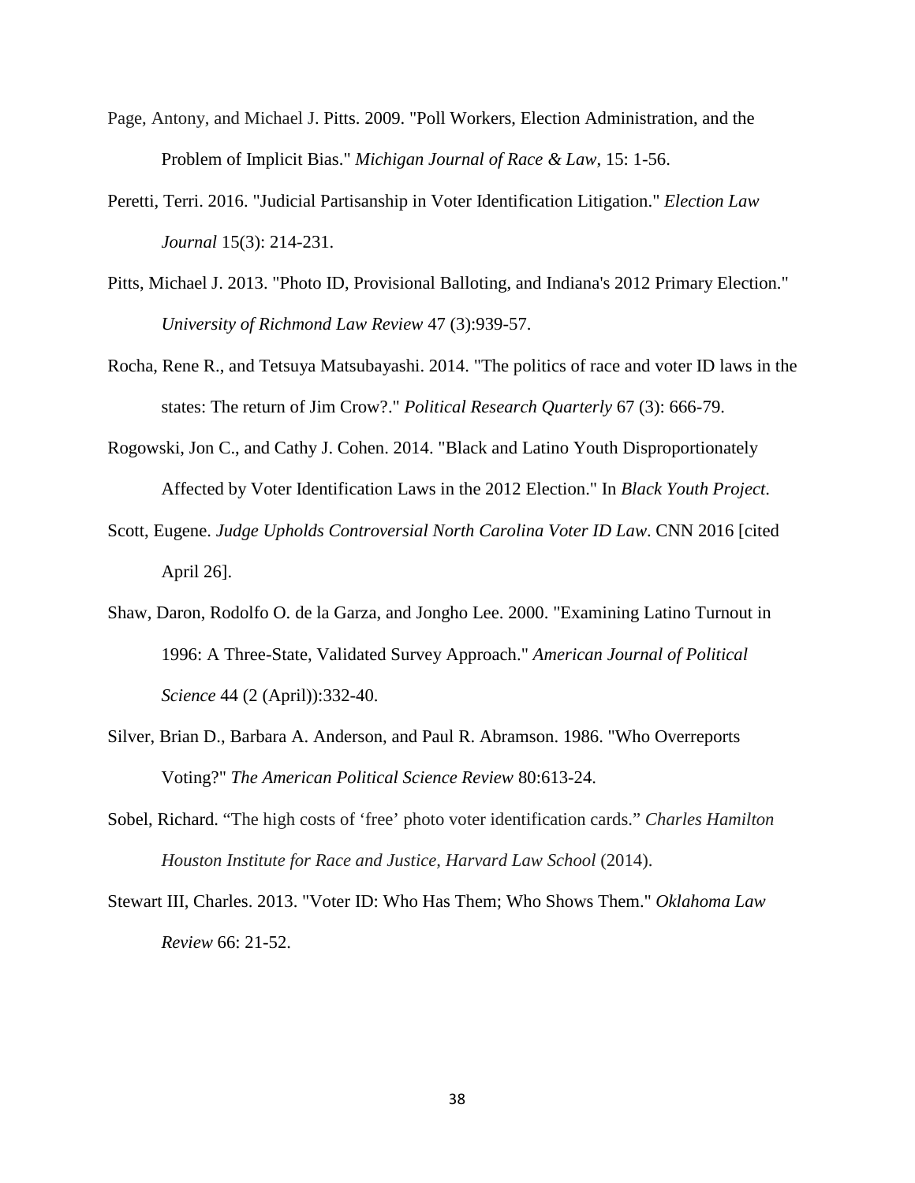Page, Antony, and Michael J. Pitts. 2009. "Poll Workers, Election Administration, and the Problem of Implicit Bias." *Michigan Journal of Race & Law*, 15: 1-56.

Peretti, Terri. 2016. "Judicial Partisanship in Voter Identification Litigation." *Election Law Journal* 15(3): 214-231.

Pitts, Michael J. 2013. "Photo ID, Provisional Balloting, and Indiana's 2012 Primary Election." *University of Richmond Law Review* 47 (3):939-57.

Rocha, Rene R., and Tetsuya Matsubayashi. 2014. "The politics of race and voter ID laws in the states: The return of Jim Crow?." *Political Research Quarterly* 67 (3): 666-79.

Rogowski, Jon C., and Cathy J. Cohen. 2014. "Black and Latino Youth Disproportionately Affected by Voter Identification Laws in the 2012 Election." In *Black Youth Project*.

Scott, Eugene. *Judge Upholds Controversial North Carolina Voter ID Law*. CNN 2016 [cited April 26].

Shaw, Daron, Rodolfo O. de la Garza, and Jongho Lee. 2000. "Examining Latino Turnout in 1996: A Three-State, Validated Survey Approach." *American Journal of Political Science* 44 (2 (April)):332-40.

Silver, Brian D., Barbara A. Anderson, and Paul R. Abramson. 1986. "Who Overreports Voting?" *The American Political Science Review* 80:613-24.

Sobel, Richard. "The high costs of 'free' photo voter identification cards." *Charles Hamilton Houston Institute for Race and Justice, Harvard Law School* (2014).

Stewart III, Charles. 2013. "Voter ID: Who Has Them; Who Shows Them." *Oklahoma Law Review* 66: 21-52.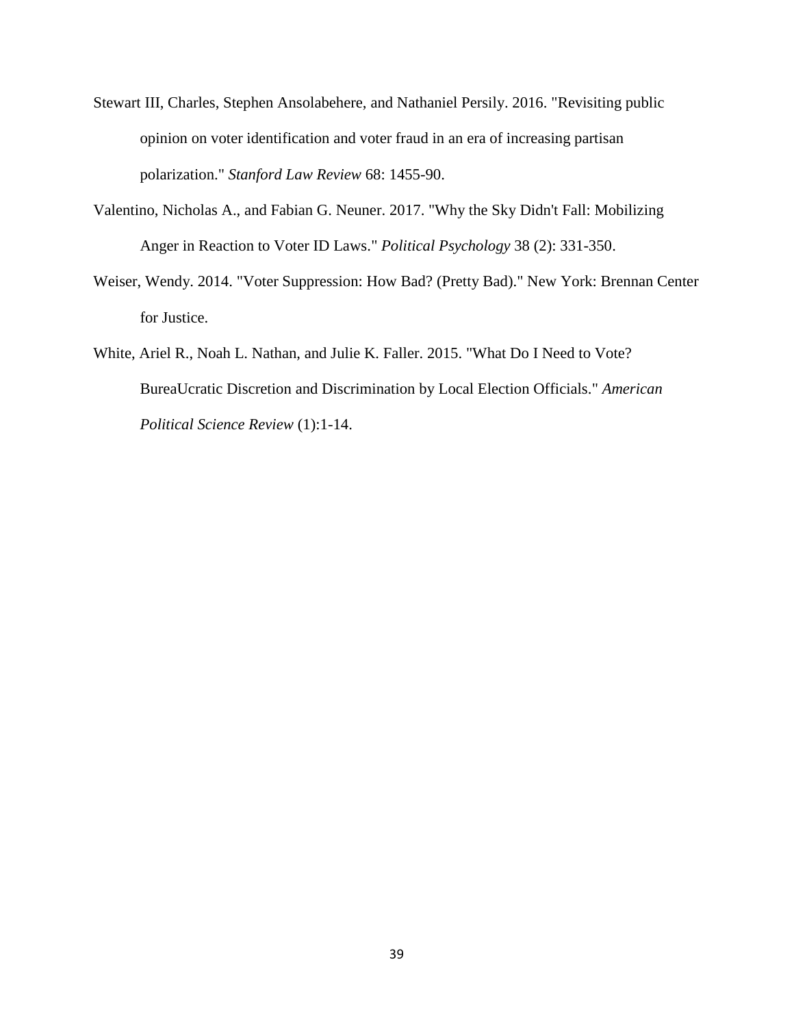Stewart III, Charles, Stephen Ansolabehere, and Nathaniel Persily. 2016. "Revisiting public opinion on voter identification and voter fraud in an era of increasing partisan polarization." *Stanford Law Review* 68: 1455-90.

Valentino, Nicholas A., and Fabian G. Neuner. 2017. "Why the Sky Didn't Fall: Mobilizing Anger in Reaction to Voter ID Laws." *Political Psychology* 38 (2): 331-350.

Weiser, Wendy. 2014. "Voter Suppression: How Bad? (Pretty Bad)." New York: Brennan Center for Justice.

White, Ariel R., Noah L. Nathan, and Julie K. Faller. 2015. "What Do I Need to Vote? BureaUcratic Discretion and Discrimination by Local Election Officials." *American Political Science Review* (1):1-14.